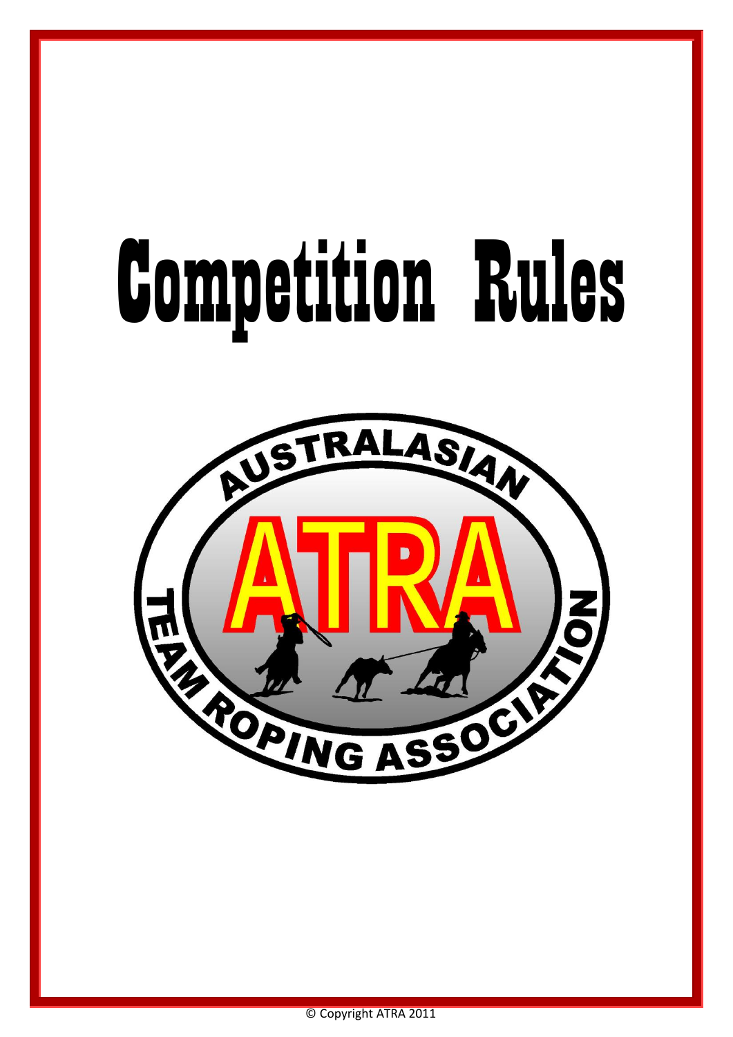# Competition Rules

AUSTRALASIAN ATRA TEAM ROPING ASSOCIATION

© Copyright ATRA 2011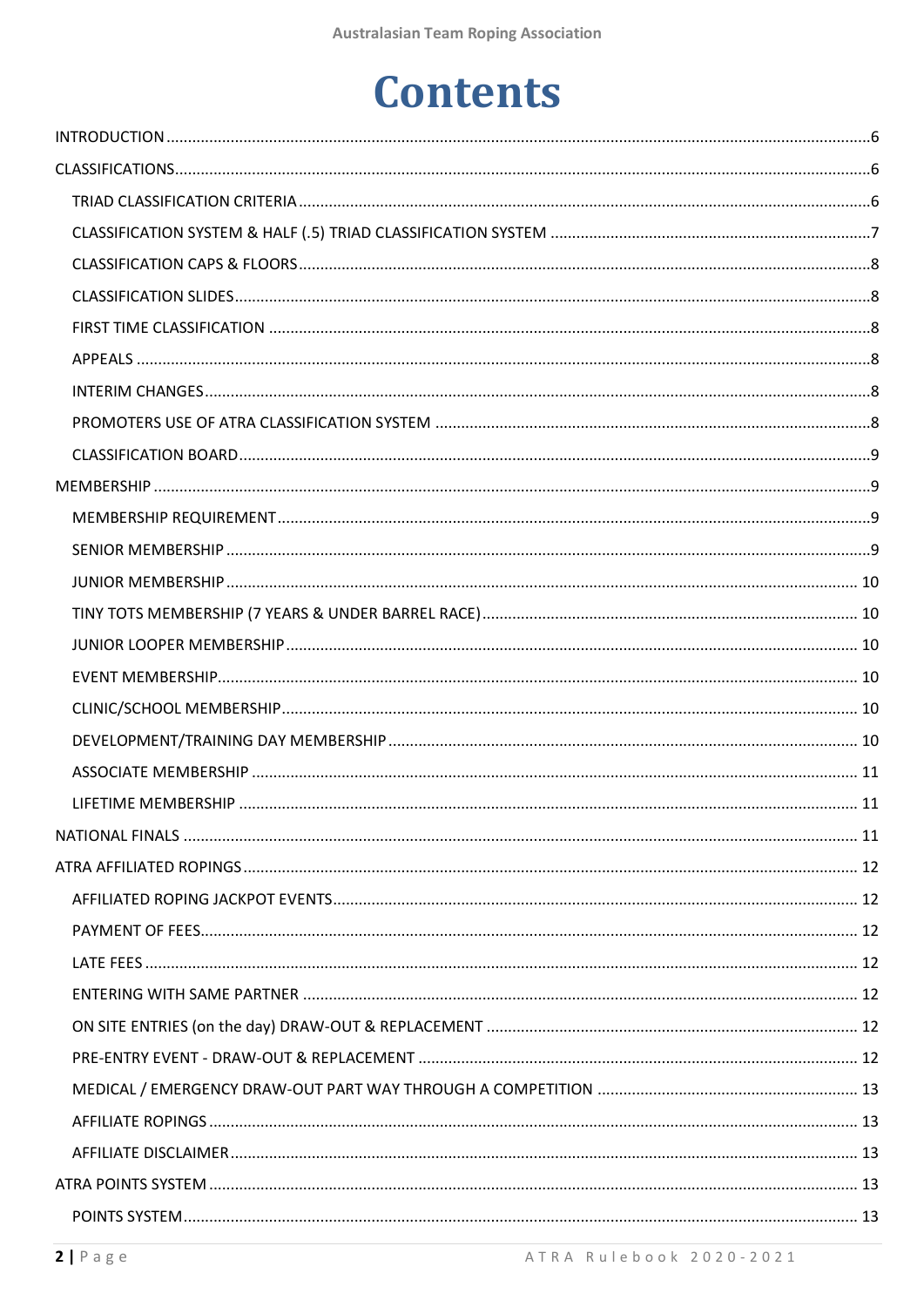# Contents

INTRODUCTION .......... 6

CLASSIFICATIONS .......... 6

- TRIAD CLASSIFICATION CRITERIA .......... 6
- CLASSIFICATION SYSTEM & HALF (.5) TRIAD CLASSIFICATION SYSTEM .......... 7
- CLASSIFICATION CAPS & FLOORS .......... 8
- CLASSIFICATION SLIDES .......... 8
- FIRST TIME CLASSIFICATION .......... 8
- APPEALS .......... 8
- INTERIM CHANGES .......... 8
- PROMOTERS USE OF ATRA CLASSIFICATION SYSTEM .......... 8
- CLASSIFICATION BOARD .......... 9

MEMBERSHIP .......... 9

- MEMBERSHIP REQUIREMENT .......... 9
- SENIOR MEMBERSHIP .......... 9
- JUNIOR MEMBERSHIP .......... 10
- TINY TOTS MEMBERSHIP (7 YEARS & UNDER BARREL RACE) .......... 10
- JUNIOR LOOPER MEMBERSHIP .......... 10
- EVENT MEMBERSHIP .......... 10
- CLINIC/SCHOOL MEMBERSHIP .......... 10
- DEVELOPMENT/TRAINING DAY MEMBERSHIP .......... 10
- ASSOCIATE MEMBERSHIP .......... 11
- LIFETIME MEMBERSHIP .......... 11

NATIONAL FINALS .......... 11

ATRA AFFILIATED ROPINGS .......... 12

- AFFILIATED ROPING JACKPOT EVENTS .......... 12
- PAYMENT OF FEES .......... 12
- LATE FEES .......... 12
- ENTERING WITH SAME PARTNER .......... 12
- ON SITE ENTRIES (on the day) DRAW-OUT & REPLACEMENT .......... 12
- PRE-ENTRY EVENT - DRAW-OUT & REPLACEMENT .......... 12
- MEDICAL / EMERGENCY DRAW-OUT PART WAY THROUGH A COMPETITION .......... 13
- AFFILIATE ROPINGS .......... 13
- AFFILIATE DISCLAIMER .......... 13

ATRA POINTS SYSTEM .......... 13

- POINTS SYSTEM .......... 13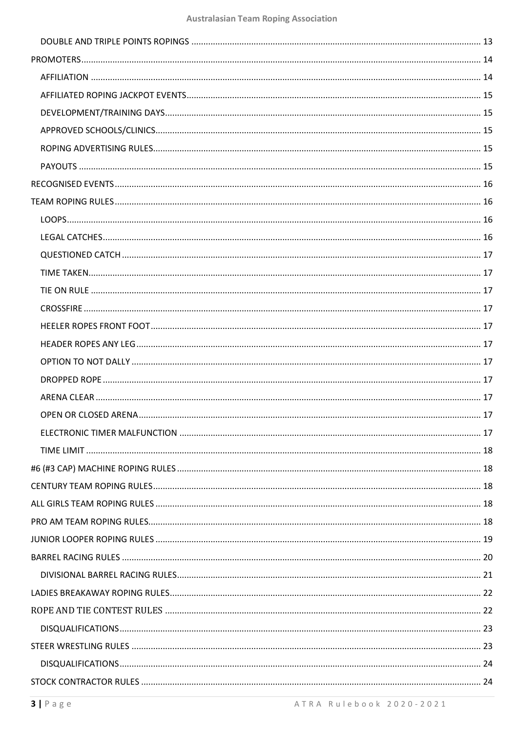DOUBLE AND TRIPLE POINTS ROPINGS ... 13
PROMOTERS ... 14
AFFILIATION ... 14
AFFILIATED ROPING JACKPOT EVENTS ... 15
DEVELOPMENT/TRAINING DAYS ... 15
APPROVED SCHOOLS/CLINICS ... 15
ROPING ADVERTISING RULES ... 15
PAYOUTS ... 15
RECOGNISED EVENTS ... 16
TEAM ROPING RULES ... 16
LOOPS ... 16
LEGAL CATCHES ... 16
QUESTIONED CATCH ... 17
TIME TAKEN ... 17
TIE ON RULE ... 17
CROSSFIRE ... 17
HEELER ROPES FRONT FOOT ... 17
HEADER ROPES ANY LEG ... 17
OPTION TO NOT DALLY ... 17
DROPPED ROPE ... 17
ARENA CLEAR ... 17
OPEN OR CLOSED ARENA ... 17
ELECTRONIC TIMER MALFUNCTION ... 17
TIME LIMIT ... 18
#6 (#3 CAP) MACHINE ROPING RULES ... 18
CENTURY TEAM ROPING RULES ... 18
ALL GIRLS TEAM ROPING RULES ... 18
PRO AM TEAM ROPING RULES ... 18
JUNIOR LOOPER ROPING RULES ... 19
BARREL RACING RULES ... 20
DIVISIONAL BARREL RACING RULES ... 21
LADIES BREAKAWAY ROPING RULES ... 22
ROPE AND TIE CONTEST RULES ... 22
DISQUALIFICATIONS ... 23
STEER WRESTLING RULES ... 23
DISQUALIFICATIONS ... 24
STOCK CONTRACTOR RULES ... 24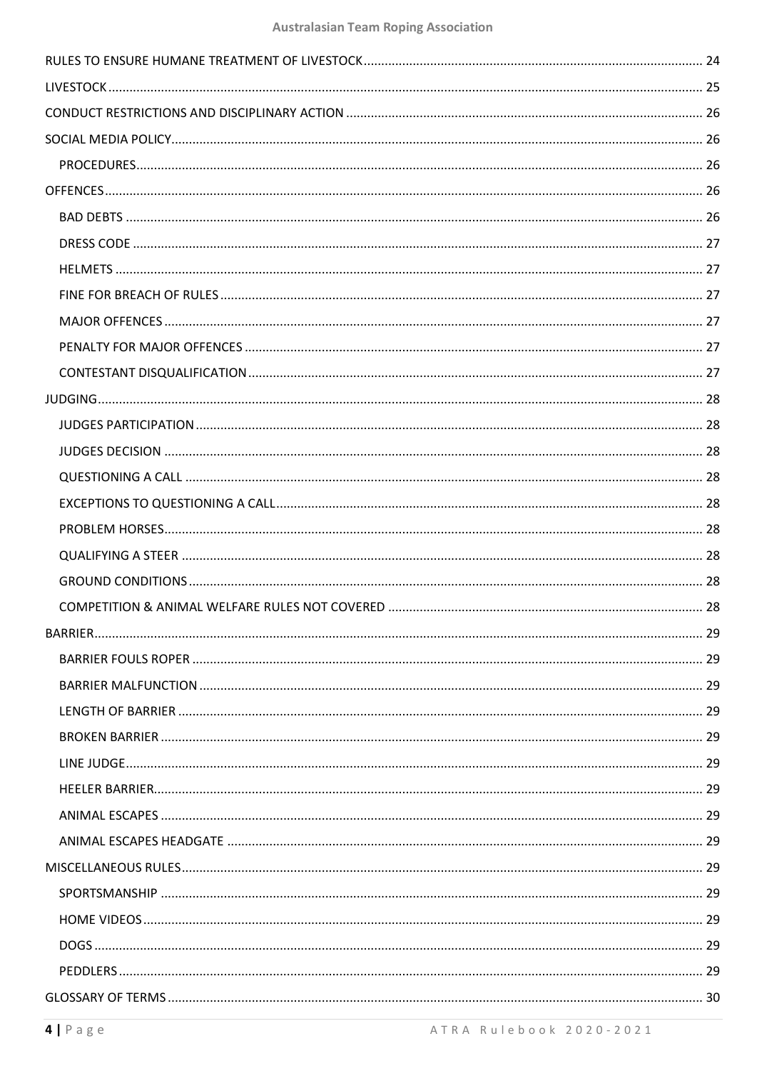RULES TO ENSURE HUMANE TREATMENT OF LIVESTOCK ..... 24
LIVESTOCK ..... 25
CONDUCT RESTRICTIONS AND DISCIPLINARY ACTION ..... 26
SOCIAL MEDIA POLICY ..... 26
- PROCEDURES ..... 26

OFFENCES ..... 26
- BAD DEBTS ..... 26
- DRESS CODE ..... 27
- HELMETS ..... 27
- FINE FOR BREACH OF RULES ..... 27
- MAJOR OFFENCES ..... 27
- PENALTY FOR MAJOR OFFENCES ..... 27
- CONTESTANT DISQUALIFICATION ..... 27

JUDGING ..... 28
- JUDGES PARTICIPATION ..... 28
- JUDGES DECISION ..... 28
- QUESTIONING A CALL ..... 28
- EXCEPTIONS TO QUESTIONING A CALL ..... 28
- PROBLEM HORSES ..... 28
- QUALIFYING A STEER ..... 28
- GROUND CONDITIONS ..... 28
- COMPETITION & ANIMAL WELFARE RULES NOT COVERED ..... 28

BARRIER ..... 29
- BARRIER FOULS ROPER ..... 29
- BARRIER MALFUNCTION ..... 29
- LENGTH OF BARRIER ..... 29
- BROKEN BARRIER ..... 29
- LINE JUDGE ..... 29
- HEELER BARRIER ..... 29
- ANIMAL ESCAPES ..... 29
- ANIMAL ESCAPES HEADGATE ..... 29

MISCELLANEOUS RULES ..... 29
- SPORTSMANSHIP ..... 29
- HOME VIDEOS ..... 29
- DOGS ..... 29
- PEDDLERS ..... 29

GLOSSARY OF TERMS ..... 30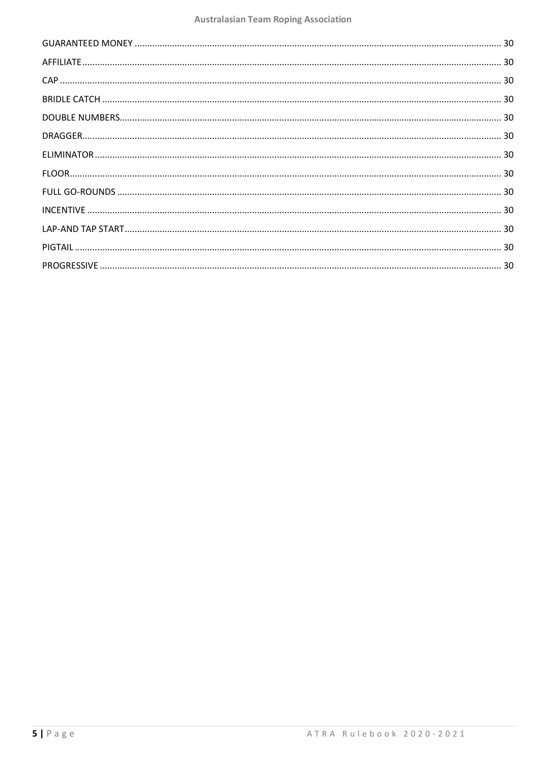GUARANTEED MONEY ........................................................................................................................................ 30

AFFILIATE ........................................................................................................................................................ 30

CAP ................................................................................................................................................................. 30

BRIDLE CATCH ................................................................................................................................................ 30

DOUBLE NUMBERS ......................................................................................................................................... 30

DRAGGER ........................................................................................................................................................ 30

ELIMINATOR ................................................................................................................................................... 30

FLOOR ............................................................................................................................................................. 30

FULL GO-ROUNDS .......................................................................................................................................... 30

INCENTIVE ...................................................................................................................................................... 30

LAP-AND TAP START ....................................................................................................................................... 30

PIGTAIL ........................................................................................................................................................... 30

PROGRESSIVE ................................................................................................................................................. 30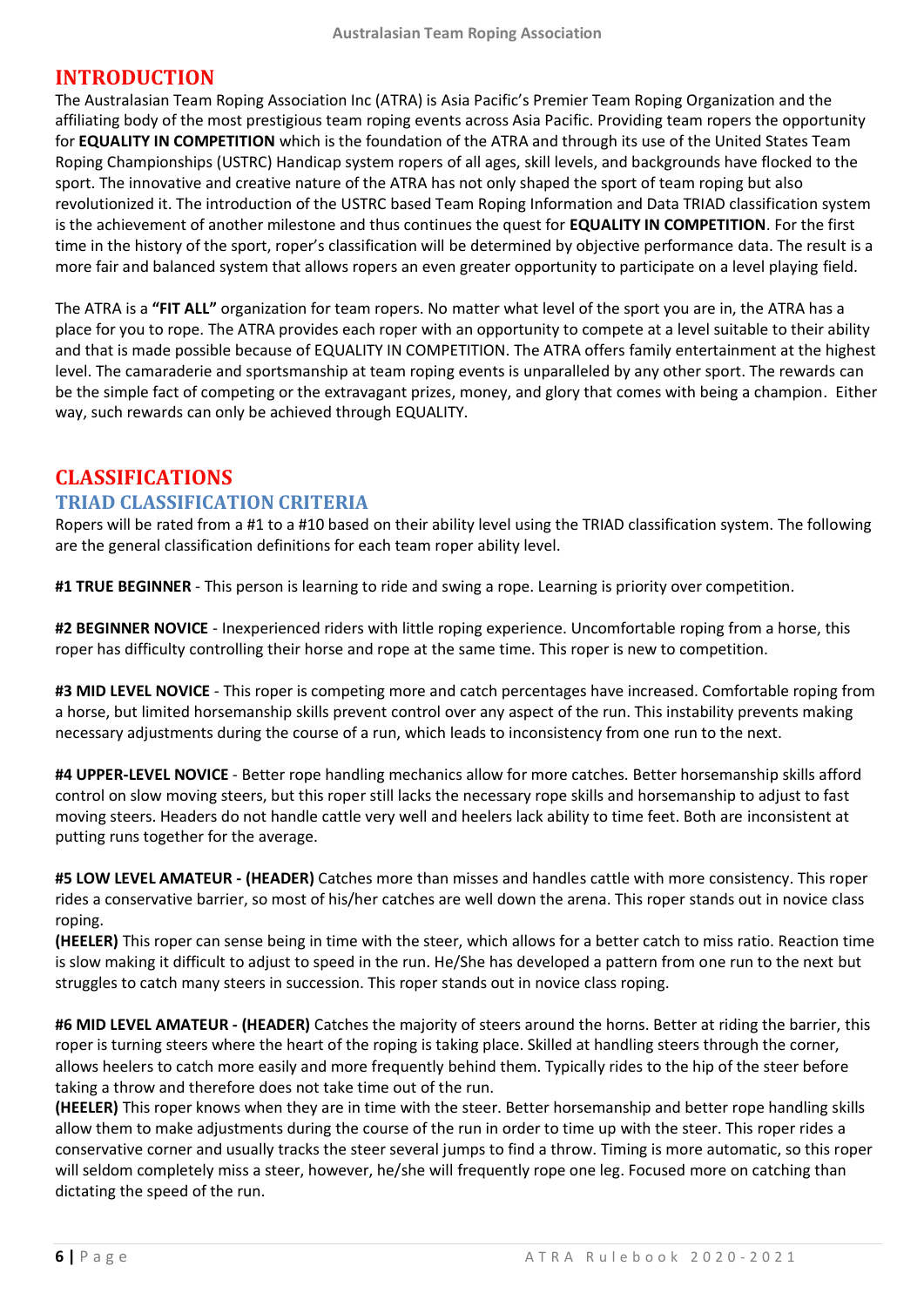# INTRODUCTION

The Australasian Team Roping Association Inc (ATRA) is Asia Pacific's Premier Team Roping Organization and the affiliating body of the most prestigious team roping events across Asia Pacific. Providing team ropers the opportunity for **EQUALITY IN COMPETITION** which is the foundation of the ATRA and through its use of the United States Team Roping Championships (USTRC) Handicap system ropers of all ages, skill levels, and backgrounds have flocked to the sport. The innovative and creative nature of the ATRA has not only shaped the sport of team roping but also revolutionized it. The introduction of the USTRC based Team Roping Information and Data TRIAD classification system is the achievement of another milestone and thus continues the quest for **EQUALITY IN COMPETITION**. For the first time in the history of the sport, roper's classification will be determined by objective performance data. The result is a more fair and balanced system that allows ropers an even greater opportunity to participate on a level playing field.

The ATRA is a **"FIT ALL"** organization for team ropers. No matter what level of the sport you are in, the ATRA has a place for you to rope. The ATRA provides each roper with an opportunity to compete at a level suitable to their ability and that is made possible because of EQUALITY IN COMPETITION. The ATRA offers family entertainment at the highest level. The camaraderie and sportsmanship at team roping events is unparalleled by any other sport. The rewards can be the simple fact of competing or the extravagant prizes, money, and glory that comes with being a champion. Either way, such rewards can only be achieved through EQUALITY.

# CLASSIFICATIONS

## TRIAD CLASSIFICATION CRITERIA

Ropers will be rated from a #1 to a #10 based on their ability level using the TRIAD classification system. The following are the general classification definitions for each team roper ability level.

**#1 TRUE BEGINNER** - This person is learning to ride and swing a rope. Learning is priority over competition.

**#2 BEGINNER NOVICE** - Inexperienced riders with little roping experience. Uncomfortable roping from a horse, this roper has difficulty controlling their horse and rope at the same time. This roper is new to competition.

**#3 MID LEVEL NOVICE** - This roper is competing more and catch percentages have increased. Comfortable roping from a horse, but limited horsemanship skills prevent control over any aspect of the run. This instability prevents making necessary adjustments during the course of a run, which leads to inconsistency from one run to the next.

**#4 UPPER-LEVEL NOVICE** - Better rope handling mechanics allow for more catches. Better horsemanship skills afford control on slow moving steers, but this roper still lacks the necessary rope skills and horsemanship to adjust to fast moving steers. Headers do not handle cattle very well and heelers lack ability to time feet. Both are inconsistent at putting runs together for the average.

**#5 LOW LEVEL AMATEUR - (HEADER)** Catches more than misses and handles cattle with more consistency. This roper rides a conservative barrier, so most of his/her catches are well down the arena. This roper stands out in novice class roping.

**(HEELER)** This roper can sense being in time with the steer, which allows for a better catch to miss ratio. Reaction time is slow making it difficult to adjust to speed in the run. He/She has developed a pattern from one run to the next but struggles to catch many steers in succession. This roper stands out in novice class roping.

**#6 MID LEVEL AMATEUR - (HEADER)** Catches the majority of steers around the horns. Better at riding the barrier, this roper is turning steers where the heart of the roping is taking place. Skilled at handling steers through the corner, allows heelers to catch more easily and more frequently behind them. Typically rides to the hip of the steer before taking a throw and therefore does not take time out of the run.

**(HEELER)** This roper knows when they are in time with the steer. Better horsemanship and better rope handling skills allow them to make adjustments during the course of the run in order to time up with the steer. This roper rides a conservative corner and usually tracks the steer several jumps to find a throw. Timing is more automatic, so this roper will seldom completely miss a steer, however, he/she will frequently rope one leg. Focused more on catching than dictating the speed of the run.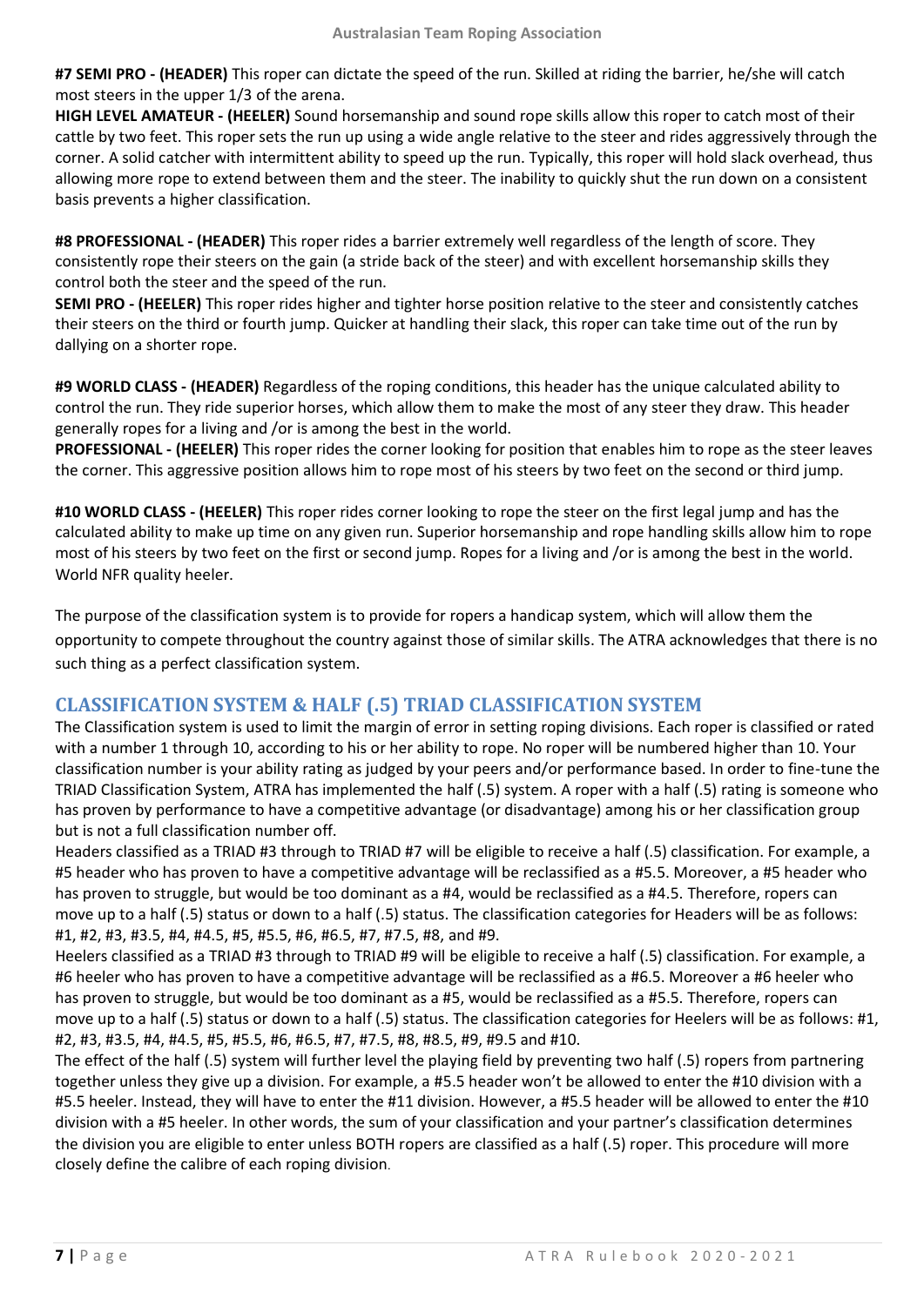**#7 SEMI PRO - (HEADER)** This roper can dictate the speed of the run. Skilled at riding the barrier, he/she will catch most steers in the upper 1/3 of the arena.
**HIGH LEVEL AMATEUR - (HEELER)** Sound horsemanship and sound rope skills allow this roper to catch most of their cattle by two feet. This roper sets the run up using a wide angle relative to the steer and rides aggressively through the corner. A solid catcher with intermittent ability to speed up the run. Typically, this roper will hold slack overhead, thus allowing more rope to extend between them and the steer. The inability to quickly shut the run down on a consistent basis prevents a higher classification.

**#8 PROFESSIONAL - (HEADER)** This roper rides a barrier extremely well regardless of the length of score. They consistently rope their steers on the gain (a stride back of the steer) and with excellent horsemanship skills they control both the steer and the speed of the run.
**SEMI PRO - (HEELER)** This roper rides higher and tighter horse position relative to the steer and consistently catches their steers on the third or fourth jump. Quicker at handling their slack, this roper can take time out of the run by dallying on a shorter rope.

**#9 WORLD CLASS - (HEADER)** Regardless of the roping conditions, this header has the unique calculated ability to control the run. They ride superior horses, which allow them to make the most of any steer they draw. This header generally ropes for a living and /or is among the best in the world.
**PROFESSIONAL - (HEELER)** This roper rides the corner looking for position that enables him to rope as the steer leaves the corner. This aggressive position allows him to rope most of his steers by two feet on the second or third jump.

**#10 WORLD CLASS - (HEELER)** This roper rides corner looking to rope the steer on the first legal jump and has the calculated ability to make up time on any given run. Superior horsemanship and rope handling skills allow him to rope most of his steers by two feet on the first or second jump. Ropes for a living and /or is among the best in the world. World NFR quality heeler.

The purpose of the classification system is to provide for ropers a handicap system, which will allow them the opportunity to compete throughout the country against those of similar skills. The ATRA acknowledges that there is no such thing as a perfect classification system.

## CLASSIFICATION SYSTEM & HALF (.5) TRIAD CLASSIFICATION SYSTEM

The Classification system is used to limit the margin of error in setting roping divisions. Each roper is classified or rated with a number 1 through 10, according to his or her ability to rope. No roper will be numbered higher than 10. Your classification number is your ability rating as judged by your peers and/or performance based. In order to fine-tune the TRIAD Classification System, ATRA has implemented the half (.5) system. A roper with a half (.5) rating is someone who has proven by performance to have a competitive advantage (or disadvantage) among his or her classification group but is not a full classification number off.

Headers classified as a TRIAD #3 through to TRIAD #7 will be eligible to receive a half (.5) classification. For example, a #5 header who has proven to have a competitive advantage will be reclassified as a #5.5. Moreover, a #5 header who has proven to struggle, but would be too dominant as a #4, would be reclassified as a #4.5. Therefore, ropers can move up to a half (.5) status or down to a half (.5) status. The classification categories for Headers will be as follows: #1, #2, #3, #3.5, #4, #4.5, #5, #5.5, #6, #6.5, #7, #7.5, #8, and #9.

Heelers classified as a TRIAD #3 through to TRIAD #9 will be eligible to receive a half (.5) classification. For example, a #6 heeler who has proven to have a competitive advantage will be reclassified as a #6.5. Moreover a #6 heeler who has proven to struggle, but would be too dominant as a #5, would be reclassified as a #5.5. Therefore, ropers can move up to a half (.5) status or down to a half (.5) status. The classification categories for Heelers will be as follows: #1, #2, #3, #3.5, #4, #4.5, #5, #5.5, #6, #6.5, #7, #7.5, #8, #8.5, #9, #9.5 and #10.

The effect of the half (.5) system will further level the playing field by preventing two half (.5) ropers from partnering together unless they give up a division. For example, a #5.5 header won't be allowed to enter the #10 division with a #5.5 heeler. Instead, they will have to enter the #11 division. However, a #5.5 header will be allowed to enter the #10 division with a #5 heeler. In other words, the sum of your classification and your partner's classification determines the division you are eligible to enter unless BOTH ropers are classified as a half (.5) roper. This procedure will more closely define the calibre of each roping division.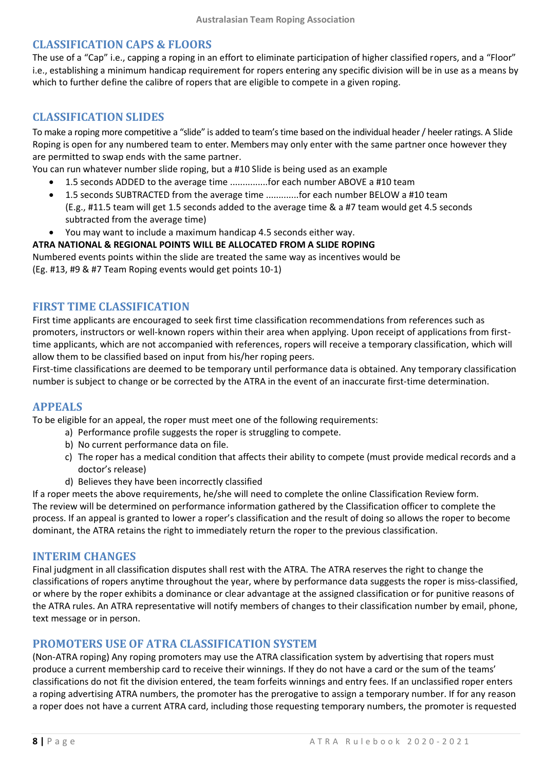## CLASSIFICATION CAPS & FLOORS

The use of a "Cap" i.e., capping a roping in an effort to eliminate participation of higher classified ropers, and a "Floor" i.e., establishing a minimum handicap requirement for ropers entering any specific division will be in use as a means by which to further define the calibre of ropers that are eligible to compete in a given roping.

## CLASSIFICATION SLIDES

To make a roping more competitive a "slide" is added to team's time based on the individual header / heeler ratings. A Slide Roping is open for any numbered team to enter. Members may only enter with the same partner once however they are permitted to swap ends with the same partner.

You can run whatever number slide roping, but a #10 Slide is being used as an example

- 1.5 seconds ADDED to the average time ...............for each number ABOVE a #10 team
- 1.5 seconds SUBTRACTED from the average time .............for each number BELOW a #10 team (E.g., #11.5 team will get 1.5 seconds added to the average time & a #7 team would get 4.5 seconds subtracted from the average time)
- You may want to include a maximum handicap 4.5 seconds either way.

**ATRA NATIONAL & REGIONAL POINTS WILL BE ALLOCATED FROM A SLIDE ROPING**

Numbered events points within the slide are treated the same way as incentives would be
(Eg. #13, #9 & #7 Team Roping events would get points 10-1)

## FIRST TIME CLASSIFICATION

First time applicants are encouraged to seek first time classification recommendations from references such as promoters, instructors or well-known ropers within their area when applying. Upon receipt of applications from first-time applicants, which are not accompanied with references, ropers will receive a temporary classification, which will allow them to be classified based on input from his/her roping peers.

First-time classifications are deemed to be temporary until performance data is obtained. Any temporary classification number is subject to change or be corrected by the ATRA in the event of an inaccurate first-time determination.

## APPEALS

To be eligible for an appeal, the roper must meet one of the following requirements:

a) Performance profile suggests the roper is struggling to compete.
b) No current performance data on file.
c) The roper has a medical condition that affects their ability to compete (must provide medical records and a doctor's release)
d) Believes they have been incorrectly classified

If a roper meets the above requirements, he/she will need to complete the online Classification Review form. The review will be determined on performance information gathered by the Classification officer to complete the process. If an appeal is granted to lower a roper's classification and the result of doing so allows the roper to become dominant, the ATRA retains the right to immediately return the roper to the previous classification.

## INTERIM CHANGES

Final judgment in all classification disputes shall rest with the ATRA. The ATRA reserves the right to change the classifications of ropers anytime throughout the year, where by performance data suggests the roper is miss-classified, or where by the roper exhibits a dominance or clear advantage at the assigned classification or for punitive reasons of the ATRA rules. An ATRA representative will notify members of changes to their classification number by email, phone, text message or in person.

## PROMOTERS USE OF ATRA CLASSIFICATION SYSTEM

(Non-ATRA roping) Any roping promoters may use the ATRA classification system by advertising that ropers must produce a current membership card to receive their winnings. If they do not have a card or the sum of the teams' classifications do not fit the division entered, the team forfeits winnings and entry fees. If an unclassified roper enters a roping advertising ATRA numbers, the promoter has the prerogative to assign a temporary number. If for any reason a roper does not have a current ATRA card, including those requesting temporary numbers, the promoter is requested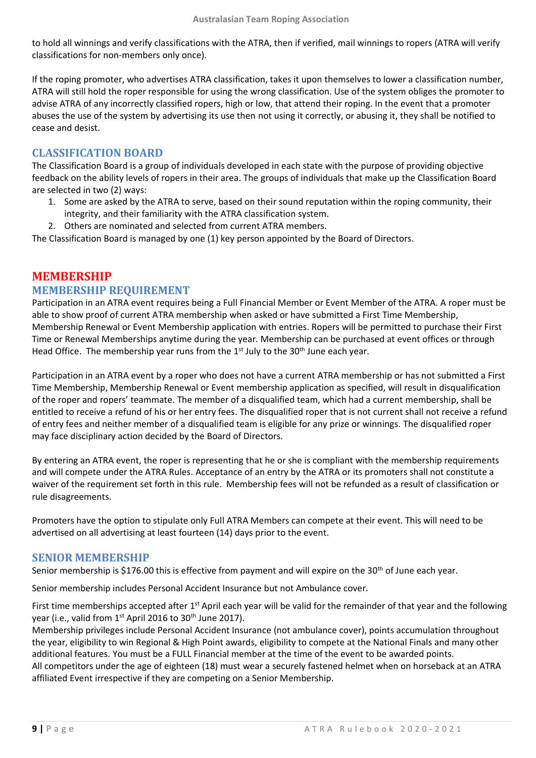to hold all winnings and verify classifications with the ATRA, then if verified, mail winnings to ropers (ATRA will verify classifications for non-members only once).

If the roping promoter, who advertises ATRA classification, takes it upon themselves to lower a classification number, ATRA will still hold the roper responsible for using the wrong classification. Use of the system obliges the promoter to advise ATRA of any incorrectly classified ropers, high or low, that attend their roping. In the event that a promoter abuses the use of the system by advertising its use then not using it correctly, or abusing it, they shall be notified to cease and desist.

### CLASSIFICATION BOARD

The Classification Board is a group of individuals developed in each state with the purpose of providing objective feedback on the ability levels of ropers in their area. The groups of individuals that make up the Classification Board are selected in two (2) ways:

1. Some are asked by the ATRA to serve, based on their sound reputation within the roping community, their integrity, and their familiarity with the ATRA classification system.
2. Others are nominated and selected from current ATRA members.

The Classification Board is managed by one (1) key person appointed by the Board of Directors.

## MEMBERSHIP

### MEMBERSHIP REQUIREMENT

Participation in an ATRA event requires being a Full Financial Member or Event Member of the ATRA. A roper must be able to show proof of current ATRA membership when asked or have submitted a First Time Membership, Membership Renewal or Event Membership application with entries. Ropers will be permitted to purchase their First Time or Renewal Memberships anytime during the year. Membership can be purchased at event offices or through Head Office. The membership year runs from the 1st July to the 30th June each year.

Participation in an ATRA event by a roper who does not have a current ATRA membership or has not submitted a First Time Membership, Membership Renewal or Event membership application as specified, will result in disqualification of the roper and ropers' teammate. The member of a disqualified team, which had a current membership, shall be entitled to receive a refund of his or her entry fees. The disqualified roper that is not current shall not receive a refund of entry fees and neither member of a disqualified team is eligible for any prize or winnings. The disqualified roper may face disciplinary action decided by the Board of Directors.

By entering an ATRA event, the roper is representing that he or she is compliant with the membership requirements and will compete under the ATRA Rules. Acceptance of an entry by the ATRA or its promoters shall not constitute a waiver of the requirement set forth in this rule. Membership fees will not be refunded as a result of classification or rule disagreements.

Promoters have the option to stipulate only Full ATRA Members can compete at their event. This will need to be advertised on all advertising at least fourteen (14) days prior to the event.

### SENIOR MEMBERSHIP

Senior membership is $176.00 this is effective from payment and will expire on the 30th of June each year.

Senior membership includes Personal Accident Insurance but not Ambulance cover.

First time memberships accepted after 1st April each year will be valid for the remainder of that year and the following year (i.e., valid from 1st April 2016 to 30th June 2017).
Membership privileges include Personal Accident Insurance (not ambulance cover), points accumulation throughout the year, eligibility to win Regional & High Point awards, eligibility to compete at the National Finals and many other additional features. You must be a FULL Financial member at the time of the event to be awarded points.
All competitors under the age of eighteen (18) must wear a securely fastened helmet when on horseback at an ATRA affiliated Event irrespective if they are competing on a Senior Membership.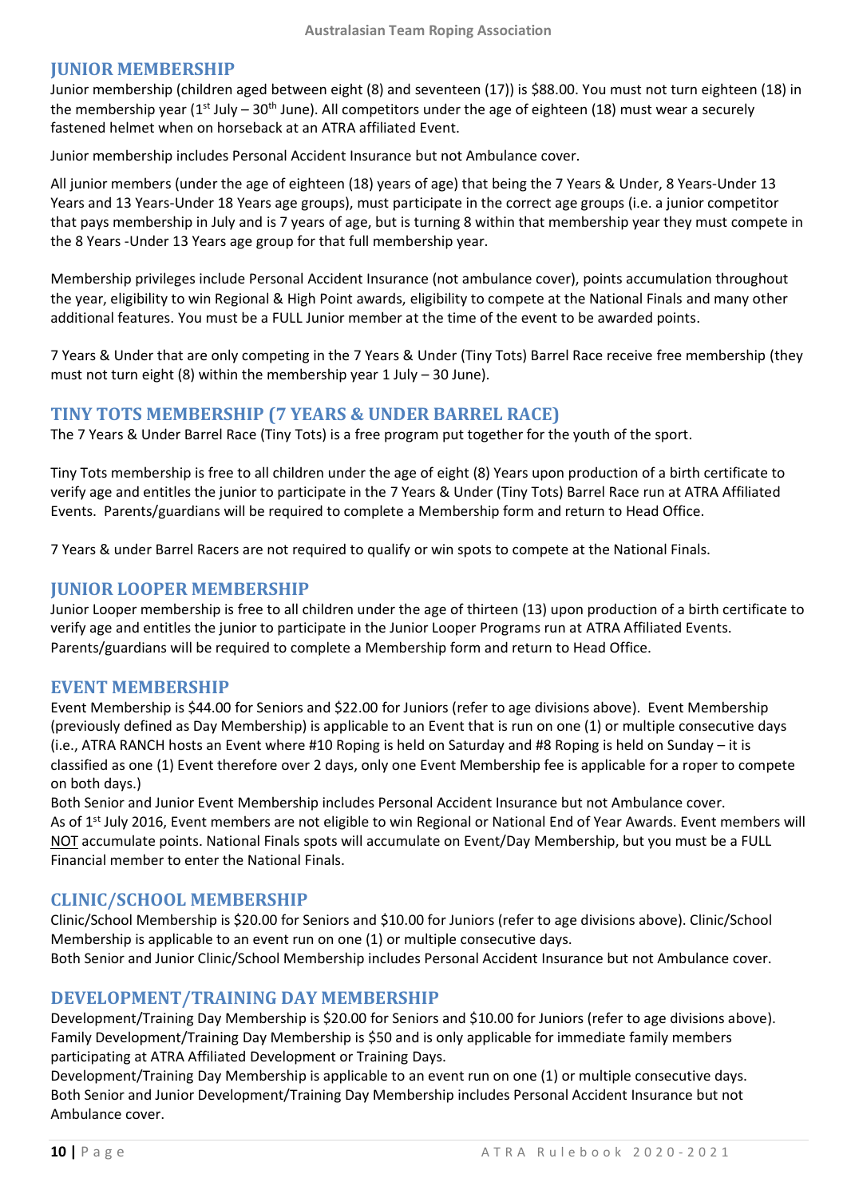## JUNIOR MEMBERSHIP

Junior membership (children aged between eight (8) and seventeen (17)) is $88.00. You must not turn eighteen (18) in the membership year (1st July – 30th June). All competitors under the age of eighteen (18) must wear a securely fastened helmet when on horseback at an ATRA affiliated Event.

Junior membership includes Personal Accident Insurance but not Ambulance cover.

All junior members (under the age of eighteen (18) years of age) that being the 7 Years & Under, 8 Years-Under 13 Years and 13 Years-Under 18 Years age groups), must participate in the correct age groups (i.e. a junior competitor that pays membership in July and is 7 years of age, but is turning 8 within that membership year they must compete in the 8 Years -Under 13 Years age group for that full membership year.

Membership privileges include Personal Accident Insurance (not ambulance cover), points accumulation throughout the year, eligibility to win Regional & High Point awards, eligibility to compete at the National Finals and many other additional features. You must be a FULL Junior member at the time of the event to be awarded points.

7 Years & Under that are only competing in the 7 Years & Under (Tiny Tots) Barrel Race receive free membership (they must not turn eight (8) within the membership year 1 July – 30 June).

## TINY TOTS MEMBERSHIP (7 YEARS & UNDER BARREL RACE)

The 7 Years & Under Barrel Race (Tiny Tots) is a free program put together for the youth of the sport.

Tiny Tots membership is free to all children under the age of eight (8) Years upon production of a birth certificate to verify age and entitles the junior to participate in the 7 Years & Under (Tiny Tots) Barrel Race run at ATRA Affiliated Events. Parents/guardians will be required to complete a Membership form and return to Head Office.

7 Years & under Barrel Racers are not required to qualify or win spots to compete at the National Finals.

## JUNIOR LOOPER MEMBERSHIP

Junior Looper membership is free to all children under the age of thirteen (13) upon production of a birth certificate to verify age and entitles the junior to participate in the Junior Looper Programs run at ATRA Affiliated Events. Parents/guardians will be required to complete a Membership form and return to Head Office.

## EVENT MEMBERSHIP

Event Membership is $44.00 for Seniors and $22.00 for Juniors (refer to age divisions above). Event Membership (previously defined as Day Membership) is applicable to an Event that is run on one (1) or multiple consecutive days (i.e., ATRA RANCH hosts an Event where #10 Roping is held on Saturday and #8 Roping is held on Sunday – it is classified as one (1) Event therefore over 2 days, only one Event Membership fee is applicable for a roper to compete on both days.)

Both Senior and Junior Event Membership includes Personal Accident Insurance but not Ambulance cover.

As of 1st July 2016, Event members are not eligible to win Regional or National End of Year Awards. Event members will <u>NOT</u> accumulate points. National Finals spots will accumulate on Event/Day Membership, but you must be a FULL Financial member to enter the National Finals.

## CLINIC/SCHOOL MEMBERSHIP

Clinic/School Membership is $20.00 for Seniors and $10.00 for Juniors (refer to age divisions above). Clinic/School Membership is applicable to an event run on one (1) or multiple consecutive days.

Both Senior and Junior Clinic/School Membership includes Personal Accident Insurance but not Ambulance cover.

## DEVELOPMENT/TRAINING DAY MEMBERSHIP

Development/Training Day Membership is $20.00 for Seniors and $10.00 for Juniors (refer to age divisions above). Family Development/Training Day Membership is $50 and is only applicable for immediate family members participating at ATRA Affiliated Development or Training Days.

Development/Training Day Membership is applicable to an event run on one (1) or multiple consecutive days.

Both Senior and Junior Development/Training Day Membership includes Personal Accident Insurance but not Ambulance cover.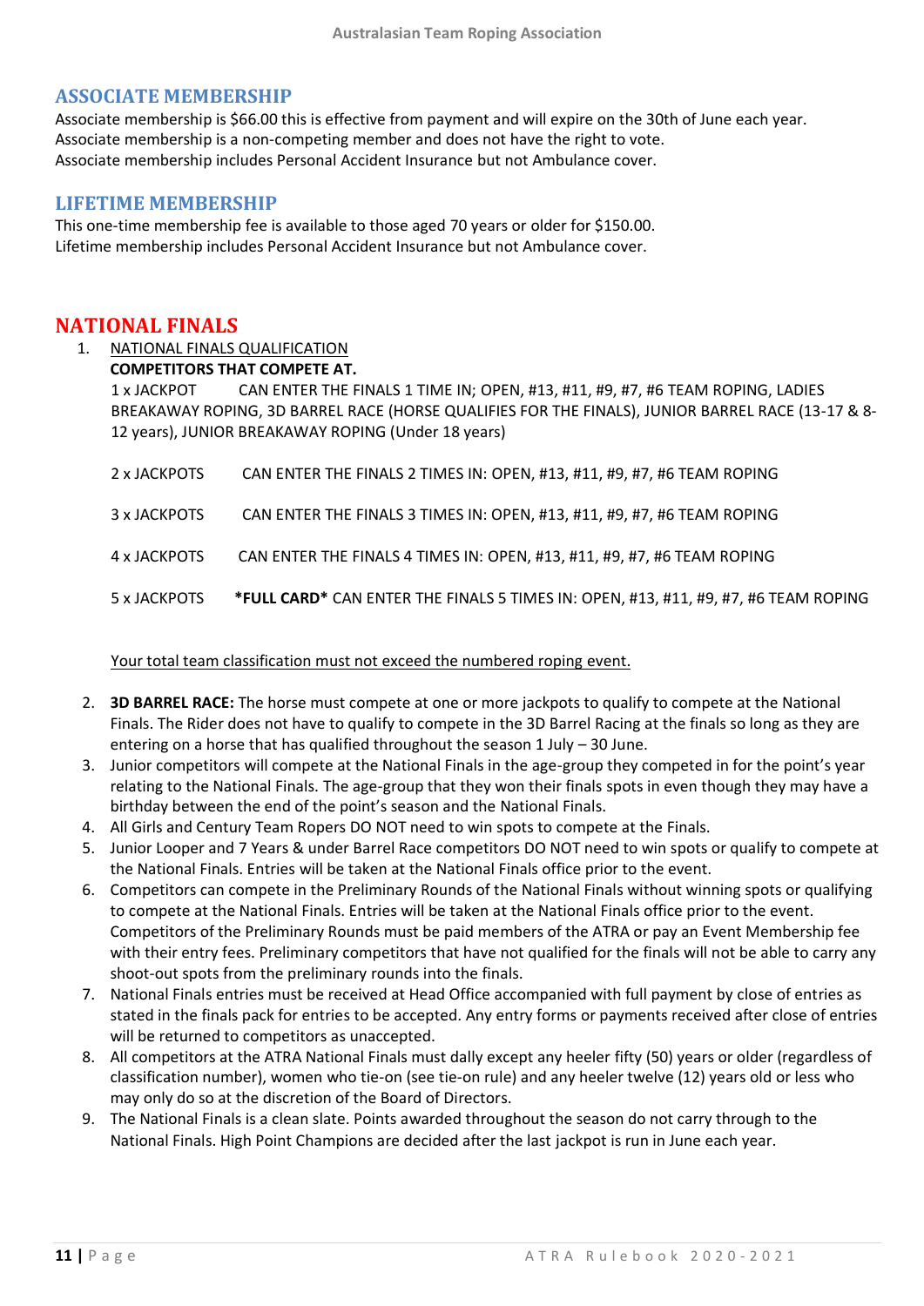## ASSOCIATE MEMBERSHIP

Associate membership is $66.00 this is effective from payment and will expire on the 30th of June each year.
Associate membership is a non-competing member and does not have the right to vote.
Associate membership includes Personal Accident Insurance but not Ambulance cover.

## LIFETIME MEMBERSHIP

This one-time membership fee is available to those aged 70 years or older for $150.00.
Lifetime membership includes Personal Accident Insurance but not Ambulance cover.

# NATIONAL FINALS

1. <u>NATIONAL FINALS QUALIFICATION</u>

   **COMPETITORS THAT COMPETE AT.**

   1 x JACKPOT CAN ENTER THE FINALS 1 TIME IN; OPEN, #13, #11, #9, #7, #6 TEAM ROPING, LADIES BREAKAWAY ROPING, 3D BARREL RACE (HORSE QUALIFIES FOR THE FINALS), JUNIOR BARREL RACE (13-17 & 8-12 years), JUNIOR BREAKAWAY ROPING (Under 18 years)

   2 x JACKPOTS CAN ENTER THE FINALS 2 TIMES IN: OPEN, #13, #11, #9, #7, #6 TEAM ROPING

   3 x JACKPOTS CAN ENTER THE FINALS 3 TIMES IN: OPEN, #13, #11, #9, #7, #6 TEAM ROPING

   4 x JACKPOTS CAN ENTER THE FINALS 4 TIMES IN: OPEN, #13, #11, #9, #7, #6 TEAM ROPING

   5 x JACKPOTS **\*FULL CARD\*** CAN ENTER THE FINALS 5 TIMES IN: OPEN, #13, #11, #9, #7, #6 TEAM ROPING

   <u>Your total team classification must not exceed the numbered roping event.</u>

2. **3D BARREL RACE:** The horse must compete at one or more jackpots to qualify to compete at the National Finals. The Rider does not have to qualify to compete in the 3D Barrel Racing at the finals so long as they are entering on a horse that has qualified throughout the season 1 July – 30 June.
3. Junior competitors will compete at the National Finals in the age-group they competed in for the point's year relating to the National Finals. The age-group that they won their finals spots in even though they may have a birthday between the end of the point's season and the National Finals.
4. All Girls and Century Team Ropers DO NOT need to win spots to compete at the Finals.
5. Junior Looper and 7 Years & under Barrel Race competitors DO NOT need to win spots or qualify to compete at the National Finals. Entries will be taken at the National Finals office prior to the event.
6. Competitors can compete in the Preliminary Rounds of the National Finals without winning spots or qualifying to compete at the National Finals. Entries will be taken at the National Finals office prior to the event. Competitors of the Preliminary Rounds must be paid members of the ATRA or pay an Event Membership fee with their entry fees. Preliminary competitors that have not qualified for the finals will not be able to carry any shoot-out spots from the preliminary rounds into the finals.
7. National Finals entries must be received at Head Office accompanied with full payment by close of entries as stated in the finals pack for entries to be accepted. Any entry forms or payments received after close of entries will be returned to competitors as unaccepted.
8. All competitors at the ATRA National Finals must dally except any heeler fifty (50) years or older (regardless of classification number), women who tie-on (see tie-on rule) and any heeler twelve (12) years old or less who may only do so at the discretion of the Board of Directors.
9. The National Finals is a clean slate. Points awarded throughout the season do not carry through to the National Finals. High Point Champions are decided after the last jackpot is run in June each year.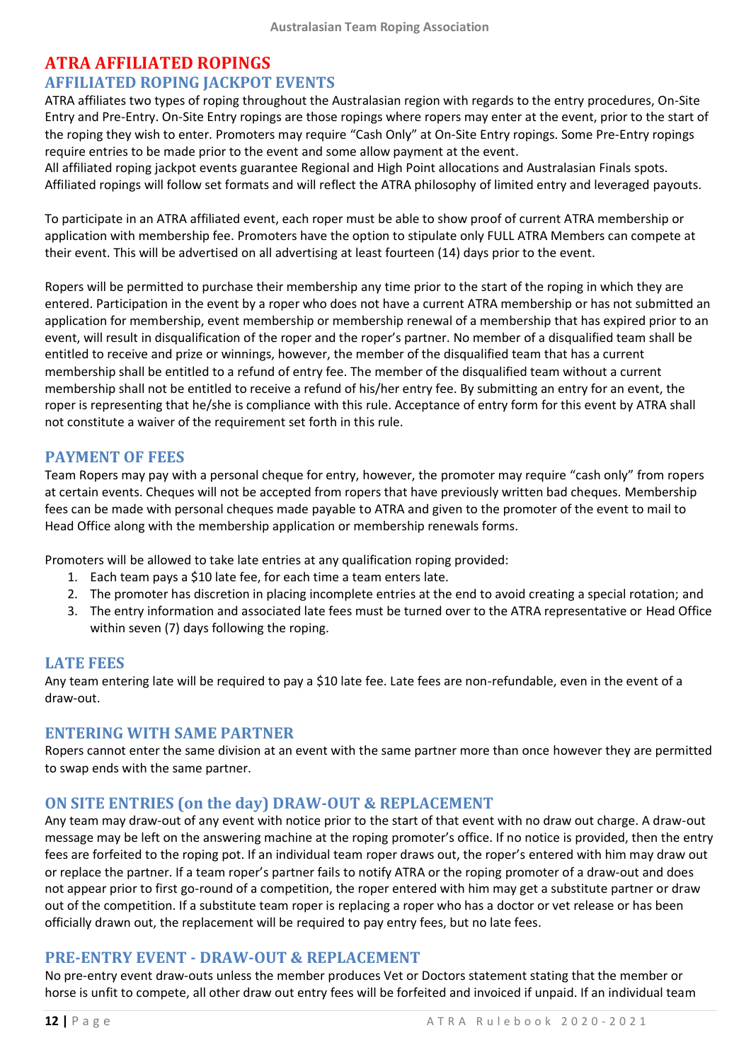# ATRA AFFILIATED ROPINGS

## AFFILIATED ROPING JACKPOT EVENTS

ATRA affiliates two types of roping throughout the Australasian region with regards to the entry procedures, On-Site Entry and Pre-Entry. On-Site Entry ropings are those ropings where ropers may enter at the event, prior to the start of the roping they wish to enter. Promoters may require "Cash Only" at On-Site Entry ropings. Some Pre-Entry ropings require entries to be made prior to the event and some allow payment at the event.

All affiliated roping jackpot events guarantee Regional and High Point allocations and Australasian Finals spots. Affiliated ropings will follow set formats and will reflect the ATRA philosophy of limited entry and leveraged payouts.

To participate in an ATRA affiliated event, each roper must be able to show proof of current ATRA membership or application with membership fee. Promoters have the option to stipulate only FULL ATRA Members can compete at their event. This will be advertised on all advertising at least fourteen (14) days prior to the event.

Ropers will be permitted to purchase their membership any time prior to the start of the roping in which they are entered. Participation in the event by a roper who does not have a current ATRA membership or has not submitted an application for membership, event membership or membership renewal of a membership that has expired prior to an event, will result in disqualification of the roper and the roper's partner. No member of a disqualified team shall be entitled to receive and prize or winnings, however, the member of the disqualified team that has a current membership shall be entitled to a refund of entry fee. The member of the disqualified team without a current membership shall not be entitled to receive a refund of his/her entry fee. By submitting an entry for an event, the roper is representing that he/she is compliance with this rule. Acceptance of entry form for this event by ATRA shall not constitute a waiver of the requirement set forth in this rule.

## PAYMENT OF FEES

Team Ropers may pay with a personal cheque for entry, however, the promoter may require "cash only" from ropers at certain events. Cheques will not be accepted from ropers that have previously written bad cheques. Membership fees can be made with personal cheques made payable to ATRA and given to the promoter of the event to mail to Head Office along with the membership application or membership renewals forms.

Promoters will be allowed to take late entries at any qualification roping provided:

1. Each team pays a $10 late fee, for each time a team enters late.
2. The promoter has discretion in placing incomplete entries at the end to avoid creating a special rotation; and
3. The entry information and associated late fees must be turned over to the ATRA representative or Head Office within seven (7) days following the roping.

## LATE FEES

Any team entering late will be required to pay a $10 late fee. Late fees are non-refundable, even in the event of a draw-out.

## ENTERING WITH SAME PARTNER

Ropers cannot enter the same division at an event with the same partner more than once however they are permitted to swap ends with the same partner.

## ON SITE ENTRIES (on the day) DRAW-OUT & REPLACEMENT

Any team may draw-out of any event with notice prior to the start of that event with no draw out charge. A draw-out message may be left on the answering machine at the roping promoter's office. If no notice is provided, then the entry fees are forfeited to the roping pot. If an individual team roper draws out, the roper's entered with him may draw out or replace the partner. If a team roper's partner fails to notify ATRA or the roping promoter of a draw-out and does not appear prior to first go-round of a competition, the roper entered with him may get a substitute partner or draw out of the competition. If a substitute team roper is replacing a roper who has a doctor or vet release or has been officially drawn out, the replacement will be required to pay entry fees, but no late fees.

## PRE-ENTRY EVENT - DRAW-OUT & REPLACEMENT

No pre-entry event draw-outs unless the member produces Vet or Doctors statement stating that the member or horse is unfit to compete, all other draw out entry fees will be forfeited and invoiced if unpaid. If an individual team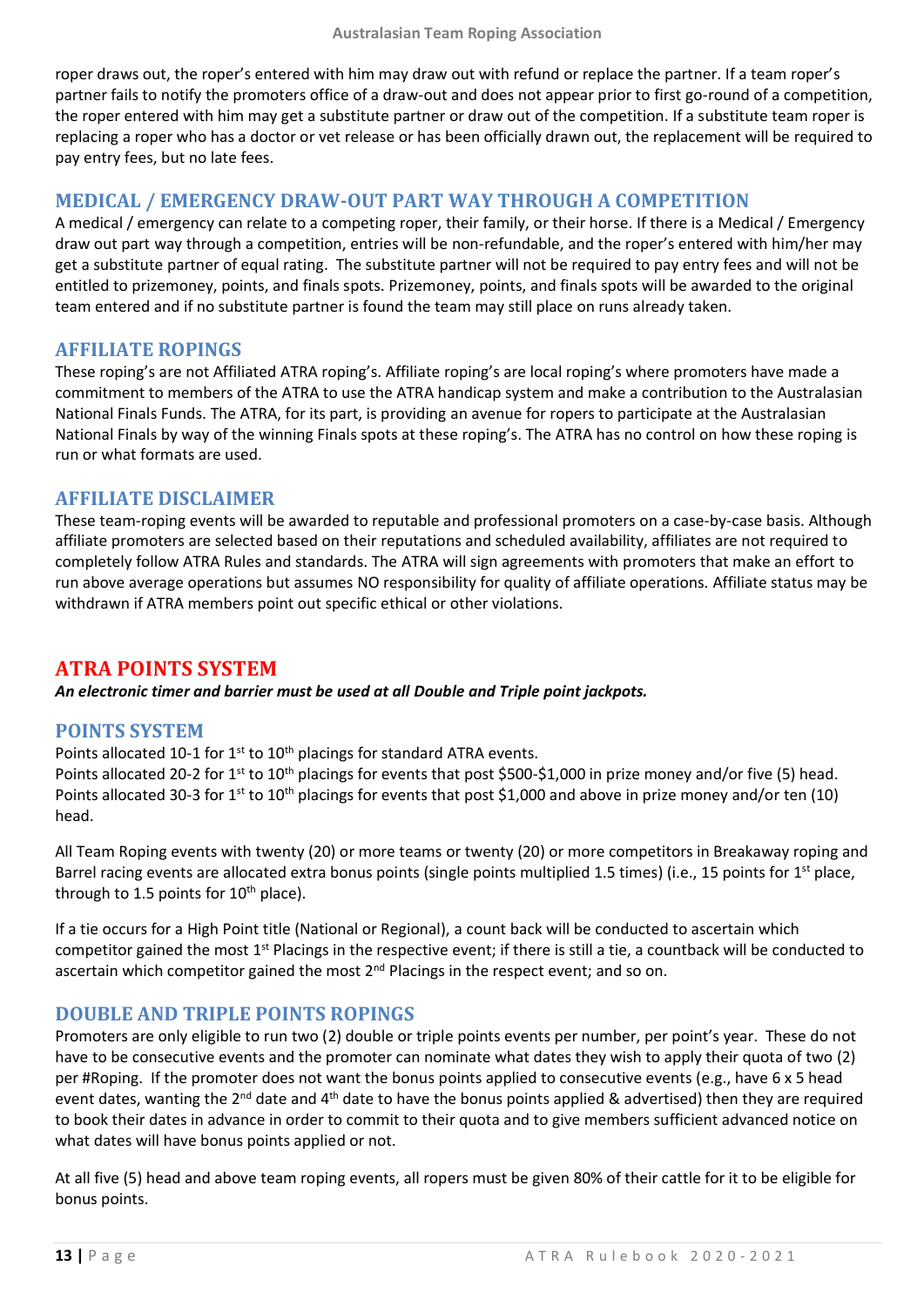roper draws out, the roper's entered with him may draw out with refund or replace the partner. If a team roper's partner fails to notify the promoters office of a draw-out and does not appear prior to first go-round of a competition, the roper entered with him may get a substitute partner or draw out of the competition. If a substitute team roper is replacing a roper who has a doctor or vet release or has been officially drawn out, the replacement will be required to pay entry fees, but no late fees.

## MEDICAL / EMERGENCY DRAW-OUT PART WAY THROUGH A COMPETITION

A medical / emergency can relate to a competing roper, their family, or their horse. If there is a Medical / Emergency draw out part way through a competition, entries will be non-refundable, and the roper's entered with him/her may get a substitute partner of equal rating. The substitute partner will not be required to pay entry fees and will not be entitled to prizemoney, points, and finals spots. Prizemoney, points, and finals spots will be awarded to the original team entered and if no substitute partner is found the team may still place on runs already taken.

## AFFILIATE ROPINGS

These roping's are not Affiliated ATRA roping's. Affiliate roping's are local roping's where promoters have made a commitment to members of the ATRA to use the ATRA handicap system and make a contribution to the Australasian National Finals Funds. The ATRA, for its part, is providing an avenue for ropers to participate at the Australasian National Finals by way of the winning Finals spots at these roping's. The ATRA has no control on how these roping is run or what formats are used.

## AFFILIATE DISCLAIMER

These team-roping events will be awarded to reputable and professional promoters on a case-by-case basis. Although affiliate promoters are selected based on their reputations and scheduled availability, affiliates are not required to completely follow ATRA Rules and standards. The ATRA will sign agreements with promoters that make an effort to run above average operations but assumes NO responsibility for quality of affiliate operations. Affiliate status may be withdrawn if ATRA members point out specific ethical or other violations.

# ATRA POINTS SYSTEM

***An electronic timer and barrier must be used at all Double and Triple point jackpots.***

## POINTS SYSTEM

Points allocated 10-1 for 1st to 10th placings for standard ATRA events.
Points allocated 20-2 for 1st to 10th placings for events that post $500-$1,000 in prize money and/or five (5) head.
Points allocated 30-3 for 1st to 10th placings for events that post $1,000 and above in prize money and/or ten (10) head.

All Team Roping events with twenty (20) or more teams or twenty (20) or more competitors in Breakaway roping and Barrel racing events are allocated extra bonus points (single points multiplied 1.5 times) (i.e., 15 points for 1st place, through to 1.5 points for 10th place).

If a tie occurs for a High Point title (National or Regional), a count back will be conducted to ascertain which competitor gained the most 1st Placings in the respective event; if there is still a tie, a countback will be conducted to ascertain which competitor gained the most 2nd Placings in the respect event; and so on.

## DOUBLE AND TRIPLE POINTS ROPINGS

Promoters are only eligible to run two (2) double or triple points events per number, per point's year. These do not have to be consecutive events and the promoter can nominate what dates they wish to apply their quota of two (2) per #Roping. If the promoter does not want the bonus points applied to consecutive events (e.g., have 6 x 5 head event dates, wanting the 2nd date and 4th date to have the bonus points applied & advertised) then they are required to book their dates in advance in order to commit to their quota and to give members sufficient advanced notice on what dates will have bonus points applied or not.

At all five (5) head and above team roping events, all ropers must be given 80% of their cattle for it to be eligible for bonus points.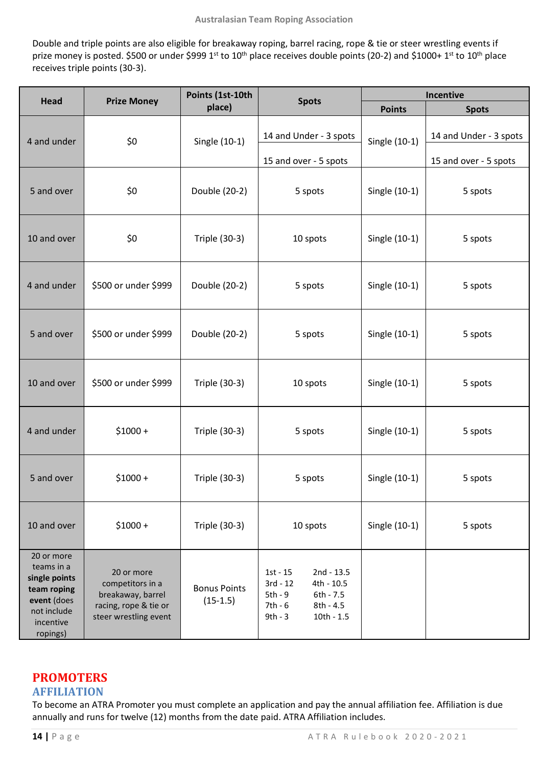Double and triple points are also eligible for breakaway roping, barrel racing, rope & tie or steer wrestling events if prize money is posted. $500 or under $999 1st to 10th place receives double points (20-2) and $1000+ 1st to 10th place receives triple points (30-3).

| Head | Prize Money | Points (1st-10th place) | Spots | Incentive | |
|---|---|---|---|---|---|
| | | | | Points | Spots |
| 4 and under | $0 | Single (10-1) | 14 and Under - 3 spots<br>15 and over - 5 spots | Single (10-1) | 14 and Under - 3 spots<br>15 and over - 5 spots |
| 5 and over | $0 | Double (20-2) | 5 spots | Single (10-1) | 5 spots |
| 10 and over | $0 | Triple (30-3) | 10 spots | Single (10-1) | 5 spots |
| 4 and under | $500 or under $999 | Double (20-2) | 5 spots | Single (10-1) | 5 spots |
| 5 and over | $500 or under $999 | Double (20-2) | 5 spots | Single (10-1) | 5 spots |
| 10 and over | $500 or under $999 | Triple (30-3) | 10 spots | Single (10-1) | 5 spots |
| 4 and under | $1000 + | Triple (30-3) | 5 spots | Single (10-1) | 5 spots |
| 5 and over | $1000 + | Triple (30-3) | 5 spots | Single (10-1) | 5 spots |
| 10 and over | $1000 + | Triple (30-3) | 10 spots | Single (10-1) | 5 spots |
| 20 or more teams in a **single points team roping event** (does not include incentive ropings) | 20 or more competitors in a breakaway, barrel racing, rope & tie or steer wrestling event | Bonus Points (15-1.5) | 1st - 15, 2nd - 13.5, 3rd - 12, 4th - 10.5, 5th - 9, 6th - 7.5, 7th - 6, 8th - 4.5, 9th - 3, 10th - 1.5 | | |

# PROMOTERS

## AFFILIATION

To become an ATRA Promoter you must complete an application and pay the annual affiliation fee. Affiliation is due annually and runs for twelve (12) months from the date paid. ATRA Affiliation includes.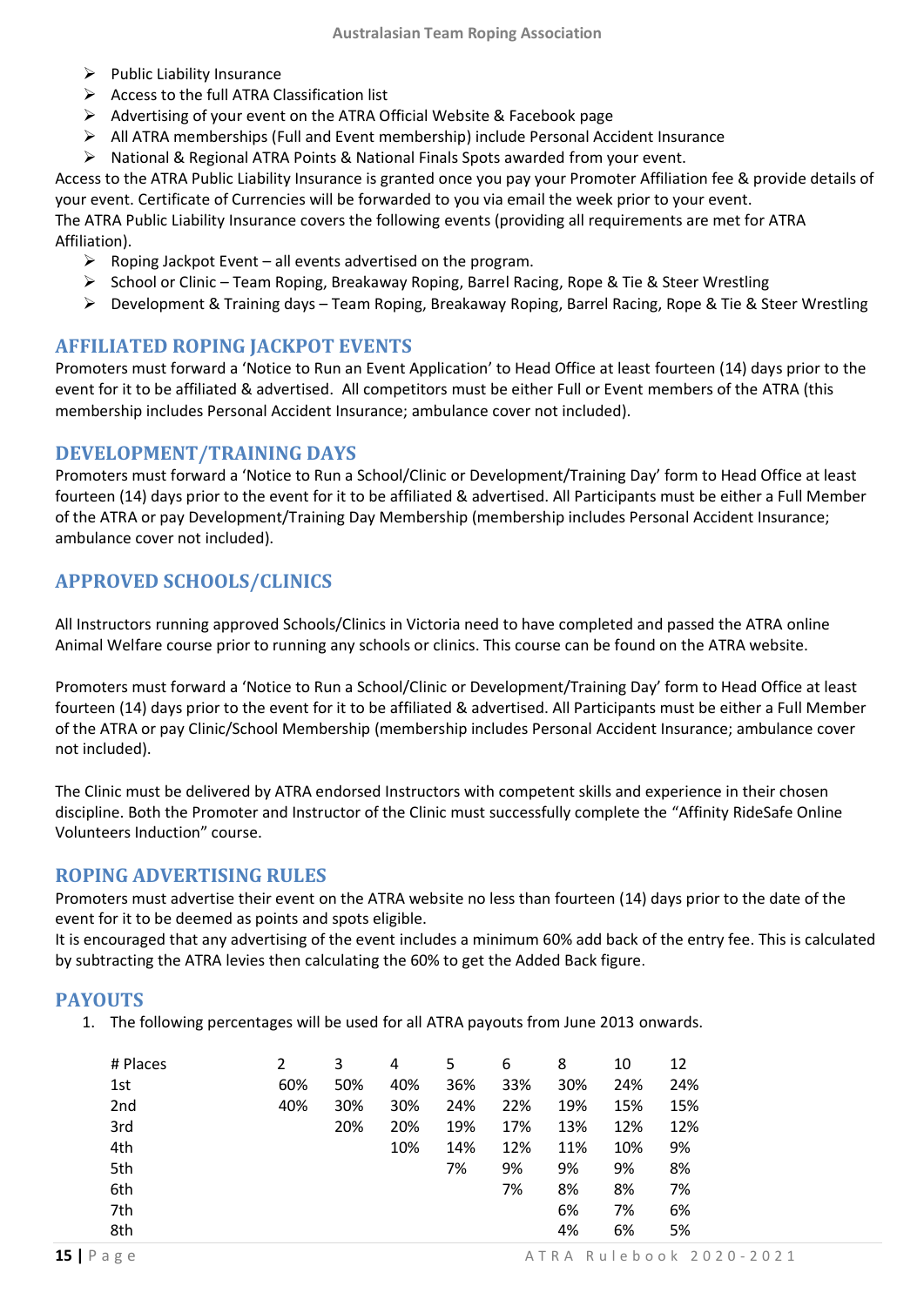- Public Liability Insurance
- Access to the full ATRA Classification list
- Advertising of your event on the ATRA Official Website & Facebook page
- All ATRA memberships (Full and Event membership) include Personal Accident Insurance
- National & Regional ATRA Points & National Finals Spots awarded from your event.

Access to the ATRA Public Liability Insurance is granted once you pay your Promoter Affiliation fee & provide details of your event. Certificate of Currencies will be forwarded to you via email the week prior to your event.
The ATRA Public Liability Insurance covers the following events (providing all requirements are met for ATRA Affiliation).

- Roping Jackpot Event – all events advertised on the program.
- School or Clinic – Team Roping, Breakaway Roping, Barrel Racing, Rope & Tie & Steer Wrestling
- Development & Training days – Team Roping, Breakaway Roping, Barrel Racing, Rope & Tie & Steer Wrestling

## AFFILIATED ROPING JACKPOT EVENTS

Promoters must forward a 'Notice to Run an Event Application' to Head Office at least fourteen (14) days prior to the event for it to be affiliated & advertised. All competitors must be either Full or Event members of the ATRA (this membership includes Personal Accident Insurance; ambulance cover not included).

## DEVELOPMENT/TRAINING DAYS

Promoters must forward a 'Notice to Run a School/Clinic or Development/Training Day' form to Head Office at least fourteen (14) days prior to the event for it to be affiliated & advertised. All Participants must be either a Full Member of the ATRA or pay Development/Training Day Membership (membership includes Personal Accident Insurance; ambulance cover not included).

## APPROVED SCHOOLS/CLINICS

All Instructors running approved Schools/Clinics in Victoria need to have completed and passed the ATRA online Animal Welfare course prior to running any schools or clinics. This course can be found on the ATRA website.

Promoters must forward a 'Notice to Run a School/Clinic or Development/Training Day' form to Head Office at least fourteen (14) days prior to the event for it to be affiliated & advertised. All Participants must be either a Full Member of the ATRA or pay Clinic/School Membership (membership includes Personal Accident Insurance; ambulance cover not included).

The Clinic must be delivered by ATRA endorsed Instructors with competent skills and experience in their chosen discipline. Both the Promoter and Instructor of the Clinic must successfully complete the "Affinity RideSafe Online Volunteers Induction" course.

## ROPING ADVERTISING RULES

Promoters must advertise their event on the ATRA website no less than fourteen (14) days prior to the date of the event for it to be deemed as points and spots eligible.
It is encouraged that any advertising of the event includes a minimum 60% add back of the entry fee. This is calculated by subtracting the ATRA levies then calculating the 60% to get the Added Back figure.

## PAYOUTS

1. The following percentages will be used for all ATRA payouts from June 2013 onwards.

| # Places | 2 | 3 | 4 | 5 | 6 | 8 | 10 | 12 |
|---|---|---|---|---|---|---|---|---|
| 1st | 60% | 50% | 40% | 36% | 33% | 30% | 24% | 24% |
| 2nd | 40% | 30% | 30% | 24% | 22% | 19% | 15% | 15% |
| 3rd | | 20% | 20% | 19% | 17% | 13% | 12% | 12% |
| 4th | | | 10% | 14% | 12% | 11% | 10% | 9% |
| 5th | | | | 7% | 9% | 9% | 9% | 8% |
| 6th | | | | | 7% | 8% | 8% | 7% |
| 7th | | | | | | 6% | 7% | 6% |
| 8th | | | | | | 4% | 6% | 5% |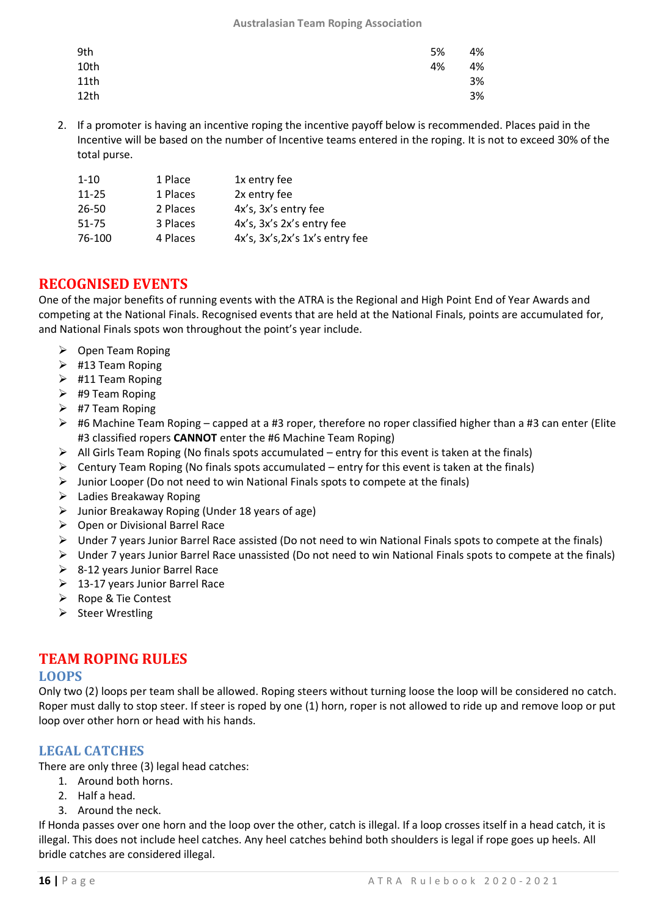| | | |
|---|---|---|
| 9th | 5% | 4% |
| 10th | 4% | 4% |
| 11th | | 3% |
| 12th | | 3% |

2. If a promoter is having an incentive roping the incentive payoff below is recommended. Places paid in the Incentive will be based on the number of Incentive teams entered in the roping. It is not to exceed 30% of the total purse.

| | | |
|---|---|---|
| 1-10 | 1 Place | 1x entry fee |
| 11-25 | 1 Places | 2x entry fee |
| 26-50 | 2 Places | 4x's, 3x's entry fee |
| 51-75 | 3 Places | 4x's, 3x's 2x's entry fee |
| 76-100 | 4 Places | 4x's, 3x's,2x's 1x's entry fee |

## RECOGNISED EVENTS

One of the major benefits of running events with the ATRA is the Regional and High Point End of Year Awards and competing at the National Finals. Recognised events that are held at the National Finals, points are accumulated for, and National Finals spots won throughout the point's year include.

- Open Team Roping
- #13 Team Roping
- #11 Team Roping
- #9 Team Roping
- #7 Team Roping
- #6 Machine Team Roping – capped at a #3 roper, therefore no roper classified higher than a #3 can enter (Elite #3 classified ropers **CANNOT** enter the #6 Machine Team Roping)
- All Girls Team Roping (No finals spots accumulated – entry for this event is taken at the finals)
- Century Team Roping (No finals spots accumulated – entry for this event is taken at the finals)
- Junior Looper (Do not need to win National Finals spots to compete at the finals)
- Ladies Breakaway Roping
- Junior Breakaway Roping (Under 18 years of age)
- Open or Divisional Barrel Race
- Under 7 years Junior Barrel Race assisted (Do not need to win National Finals spots to compete at the finals)
- Under 7 years Junior Barrel Race unassisted (Do not need to win National Finals spots to compete at the finals)
- 8-12 years Junior Barrel Race
- 13-17 years Junior Barrel Race
- Rope & Tie Contest
- Steer Wrestling

## TEAM ROPING RULES

### LOOPS

Only two (2) loops per team shall be allowed. Roping steers without turning loose the loop will be considered no catch. Roper must dally to stop steer. If steer is roped by one (1) horn, roper is not allowed to ride up and remove loop or put loop over other horn or head with his hands.

### LEGAL CATCHES

There are only three (3) legal head catches:

1. Around both horns.
2. Half a head.
3. Around the neck.

If Honda passes over one horn and the loop over the other, catch is illegal. If a loop crosses itself in a head catch, it is illegal. This does not include heel catches. Any heel catches behind both shoulders is legal if rope goes up heels. All bridle catches are considered illegal.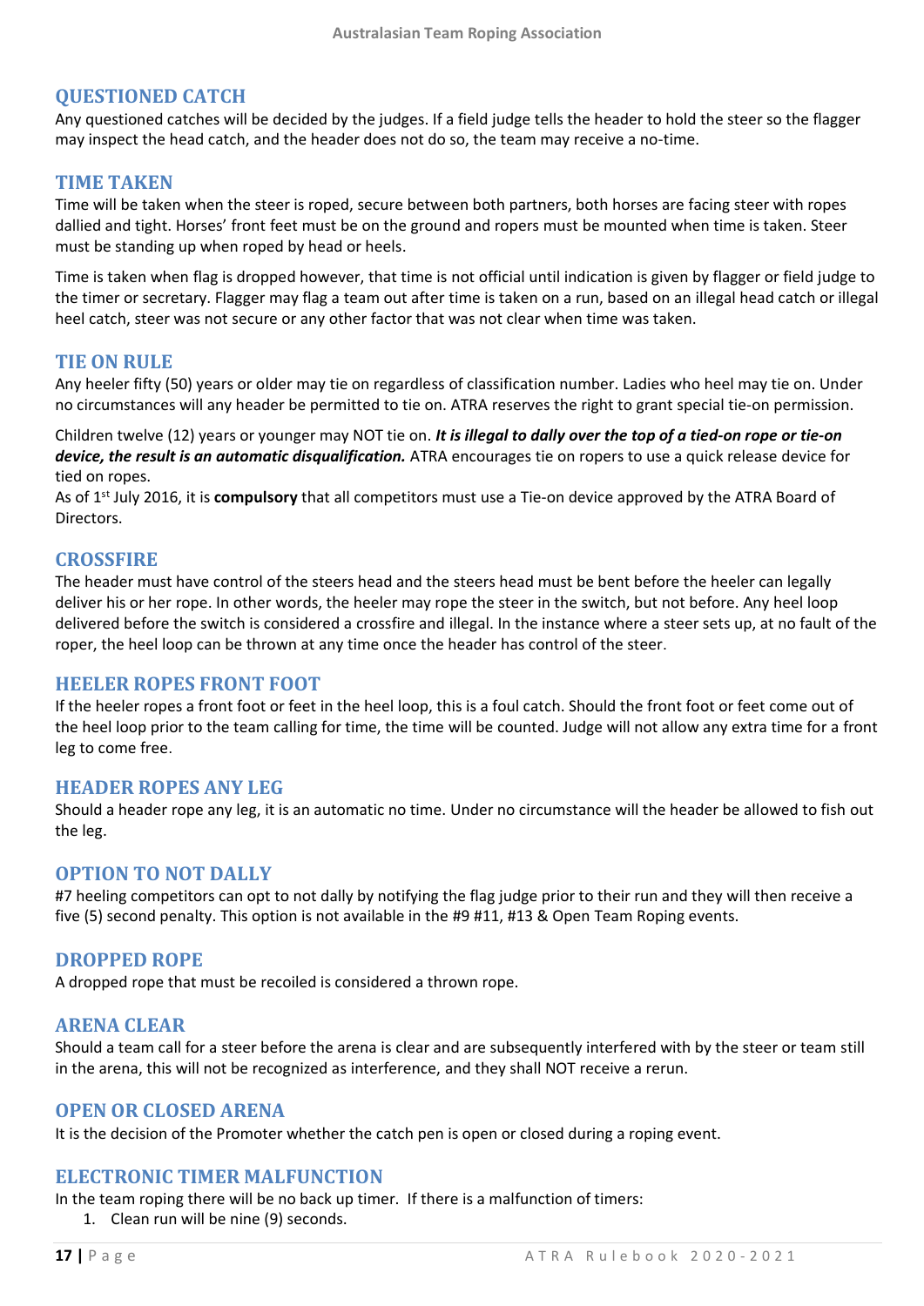## QUESTIONED CATCH

Any questioned catches will be decided by the judges. If a field judge tells the header to hold the steer so the flagger may inspect the head catch, and the header does not do so, the team may receive a no-time.

## TIME TAKEN

Time will be taken when the steer is roped, secure between both partners, both horses are facing steer with ropes dallied and tight. Horses' front feet must be on the ground and ropers must be mounted when time is taken. Steer must be standing up when roped by head or heels.

Time is taken when flag is dropped however, that time is not official until indication is given by flagger or field judge to the timer or secretary. Flagger may flag a team out after time is taken on a run, based on an illegal head catch or illegal heel catch, steer was not secure or any other factor that was not clear when time was taken.

## TIE ON RULE

Any heeler fifty (50) years or older may tie on regardless of classification number. Ladies who heel may tie on. Under no circumstances will any header be permitted to tie on. ATRA reserves the right to grant special tie-on permission.

Children twelve (12) years or younger may NOT tie on. ***It is illegal to dally over the top of a tied-on rope or tie-on device, the result is an automatic disqualification.*** ATRA encourages tie on ropers to use a quick release device for tied on ropes.
As of 1st July 2016, it is **compulsory** that all competitors must use a Tie-on device approved by the ATRA Board of Directors.

## CROSSFIRE

The header must have control of the steers head and the steers head must be bent before the heeler can legally deliver his or her rope. In other words, the heeler may rope the steer in the switch, but not before. Any heel loop delivered before the switch is considered a crossfire and illegal. In the instance where a steer sets up, at no fault of the roper, the heel loop can be thrown at any time once the header has control of the steer.

## HEELER ROPES FRONT FOOT

If the heeler ropes a front foot or feet in the heel loop, this is a foul catch. Should the front foot or feet come out of the heel loop prior to the team calling for time, the time will be counted. Judge will not allow any extra time for a front leg to come free.

## HEADER ROPES ANY LEG

Should a header rope any leg, it is an automatic no time. Under no circumstance will the header be allowed to fish out the leg.

## OPTION TO NOT DALLY

#7 heeling competitors can opt to not dally by notifying the flag judge prior to their run and they will then receive a five (5) second penalty. This option is not available in the #9 #11, #13 & Open Team Roping events.

## DROPPED ROPE

A dropped rope that must be recoiled is considered a thrown rope.

## ARENA CLEAR

Should a team call for a steer before the arena is clear and are subsequently interfered with by the steer or team still in the arena, this will not be recognized as interference, and they shall NOT receive a rerun.

## OPEN OR CLOSED ARENA

It is the decision of the Promoter whether the catch pen is open or closed during a roping event.

## ELECTRONIC TIMER MALFUNCTION

In the team roping there will be no back up timer. If there is a malfunction of timers:

1. Clean run will be nine (9) seconds.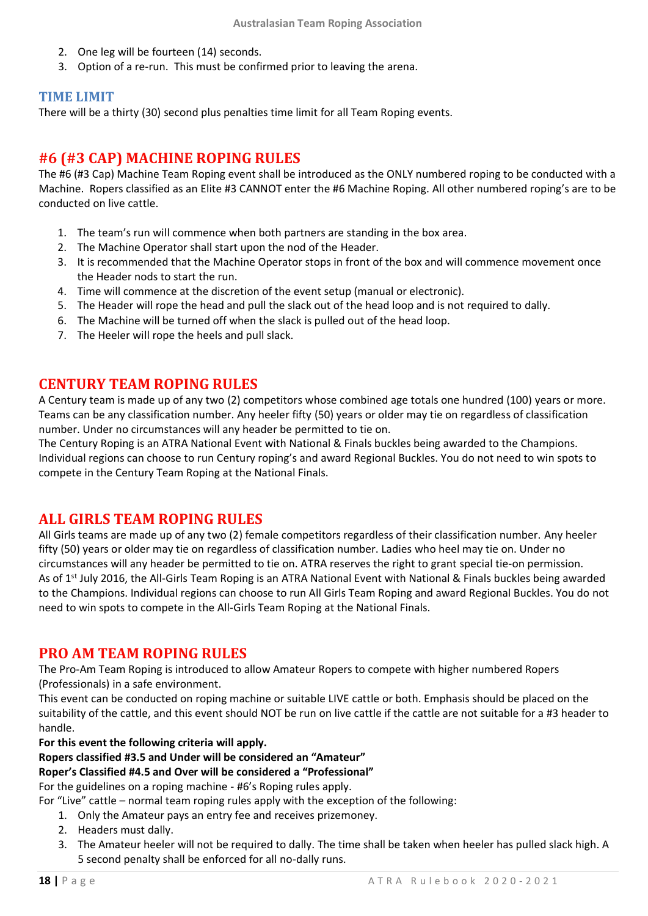2. One leg will be fourteen (14) seconds.
3. Option of a re-run. This must be confirmed prior to leaving the arena.

### TIME LIMIT

There will be a thirty (30) second plus penalties time limit for all Team Roping events.

## #6 (#3 CAP) MACHINE ROPING RULES

The #6 (#3 Cap) Machine Team Roping event shall be introduced as the ONLY numbered roping to be conducted with a Machine. Ropers classified as an Elite #3 CANNOT enter the #6 Machine Roping. All other numbered roping's are to be conducted on live cattle.

1. The team's run will commence when both partners are standing in the box area.
2. The Machine Operator shall start upon the nod of the Header.
3. It is recommended that the Machine Operator stops in front of the box and will commence movement once the Header nods to start the run.
4. Time will commence at the discretion of the event setup (manual or electronic).
5. The Header will rope the head and pull the slack out of the head loop and is not required to dally.
6. The Machine will be turned off when the slack is pulled out of the head loop.
7. The Heeler will rope the heels and pull slack.

## CENTURY TEAM ROPING RULES

A Century team is made up of any two (2) competitors whose combined age totals one hundred (100) years or more. Teams can be any classification number. Any heeler fifty (50) years or older may tie on regardless of classification number. Under no circumstances will any header be permitted to tie on.
The Century Roping is an ATRA National Event with National & Finals buckles being awarded to the Champions. Individual regions can choose to run Century roping's and award Regional Buckles. You do not need to win spots to compete in the Century Team Roping at the National Finals.

## ALL GIRLS TEAM ROPING RULES

All Girls teams are made up of any two (2) female competitors regardless of their classification number. Any heeler fifty (50) years or older may tie on regardless of classification number. Ladies who heel may tie on. Under no circumstances will any header be permitted to tie on. ATRA reserves the right to grant special tie-on permission.
As of 1st July 2016, the All-Girls Team Roping is an ATRA National Event with National & Finals buckles being awarded to the Champions. Individual regions can choose to run All Girls Team Roping and award Regional Buckles. You do not need to win spots to compete in the All-Girls Team Roping at the National Finals.

## PRO AM TEAM ROPING RULES

The Pro-Am Team Roping is introduced to allow Amateur Ropers to compete with higher numbered Ropers (Professionals) in a safe environment.
This event can be conducted on roping machine or suitable LIVE cattle or both. Emphasis should be placed on the suitability of the cattle, and this event should NOT be run on live cattle if the cattle are not suitable for a #3 header to handle.

**For this event the following criteria will apply.**
**Ropers classified #3.5 and Under will be considered an "Amateur"**
**Roper's Classified #4.5 and Over will be considered a "Professional"**

For the guidelines on a roping machine - #6's Roping rules apply.
For "Live" cattle – normal team roping rules apply with the exception of the following:

1. Only the Amateur pays an entry fee and receives prizemoney.
2. Headers must dally.
3. The Amateur heeler will not be required to dally. The time shall be taken when heeler has pulled slack high. A 5 second penalty shall be enforced for all no-dally runs.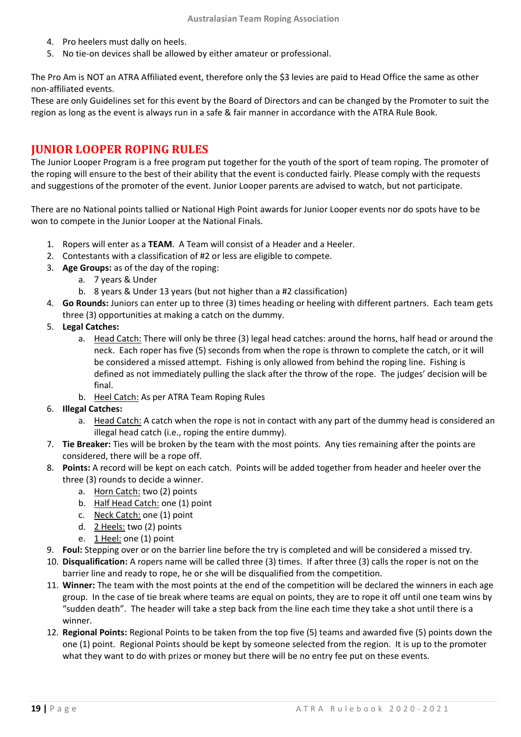4. Pro heelers must dally on heels.
5. No tie-on devices shall be allowed by either amateur or professional.

The Pro Am is NOT an ATRA Affiliated event, therefore only the $3 levies are paid to Head Office the same as other non-affiliated events.
These are only Guidelines set for this event by the Board of Directors and can be changed by the Promoter to suit the region as long as the event is always run in a safe & fair manner in accordance with the ATRA Rule Book.

## JUNIOR LOOPER ROPING RULES

The Junior Looper Program is a free program put together for the youth of the sport of team roping. The promoter of the roping will ensure to the best of their ability that the event is conducted fairly. Please comply with the requests and suggestions of the promoter of the event. Junior Looper parents are advised to watch, but not participate.

There are no National points tallied or National High Point awards for Junior Looper events nor do spots have to be won to compete in the Junior Looper at the National Finals.

1. Ropers will enter as a **TEAM**. A Team will consist of a Header and a Heeler.
2. Contestants with a classification of #2 or less are eligible to compete.
3. **Age Groups:** as of the day of the roping:
   a. 7 years & Under
   b. 8 years & Under 13 years (but not higher than a #2 classification)
4. **Go Rounds:** Juniors can enter up to three (3) times heading or heeling with different partners. Each team gets three (3) opportunities at making a catch on the dummy.
5. **Legal Catches:**
   a. <u>Head Catch:</u> There will only be three (3) legal head catches: around the horns, half head or around the neck. Each roper has five (5) seconds from when the rope is thrown to complete the catch, or it will be considered a missed attempt. Fishing is only allowed from behind the roping line. Fishing is defined as not immediately pulling the slack after the throw of the rope. The judges' decision will be final.
   b. <u>Heel Catch:</u> As per ATRA Team Roping Rules
6. **Illegal Catches:**
   a. <u>Head Catch:</u> A catch when the rope is not in contact with any part of the dummy head is considered an illegal head catch (i.e., roping the entire dummy).
7. **Tie Breaker:** Ties will be broken by the team with the most points. Any ties remaining after the points are considered, there will be a rope off.
8. **Points:** A record will be kept on each catch. Points will be added together from header and heeler over the three (3) rounds to decide a winner.
   a. <u>Horn Catch:</u> two (2) points
   b. <u>Half Head Catch:</u> one (1) point
   c. <u>Neck Catch:</u> one (1) point
   d. <u>2 Heels:</u> two (2) points
   e. <u>1 Heel:</u> one (1) point
9. **Foul:** Stepping over or on the barrier line before the try is completed and will be considered a missed try.
10. **Disqualification:** A ropers name will be called three (3) times. If after three (3) calls the roper is not on the barrier line and ready to rope, he or she will be disqualified from the competition.
11. **Winner:** The team with the most points at the end of the competition will be declared the winners in each age group. In the case of tie break where teams are equal on points, they are to rope it off until one team wins by "sudden death". The header will take a step back from the line each time they take a shot until there is a winner.
12. **Regional Points:** Regional Points to be taken from the top five (5) teams and awarded five (5) points down the one (1) point. Regional Points should be kept by someone selected from the region. It is up to the promoter what they want to do with prizes or money but there will be no entry fee put on these events.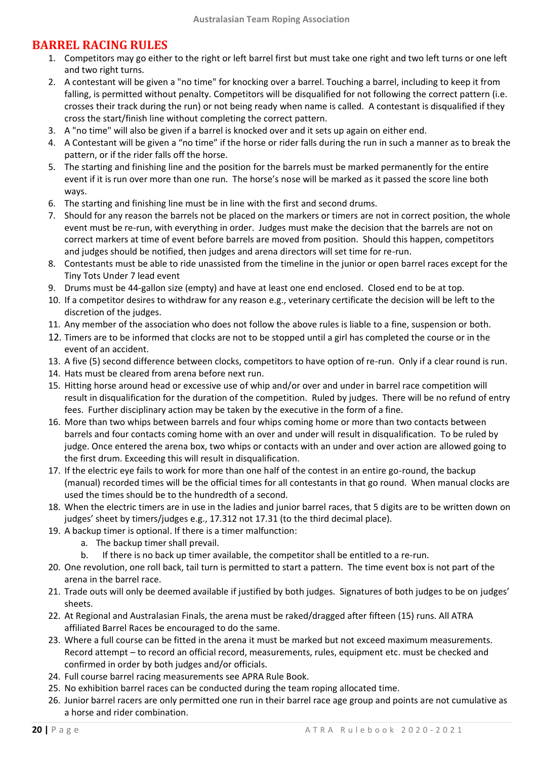## BARREL RACING RULES

1. Competitors may go either to the right or left barrel first but must take one right and two left turns or one left and two right turns.
2. A contestant will be given a "no time" for knocking over a barrel. Touching a barrel, including to keep it from falling, is permitted without penalty. Competitors will be disqualified for not following the correct pattern (i.e. crosses their track during the run) or not being ready when name is called. A contestant is disqualified if they cross the start/finish line without completing the correct pattern.
3. A "no time" will also be given if a barrel is knocked over and it sets up again on either end.
4. A Contestant will be given a "no time" if the horse or rider falls during the run in such a manner as to break the pattern, or if the rider falls off the horse.
5. The starting and finishing line and the position for the barrels must be marked permanently for the entire event if it is run over more than one run. The horse's nose will be marked as it passed the score line both ways.
6. The starting and finishing line must be in line with the first and second drums.
7. Should for any reason the barrels not be placed on the markers or timers are not in correct position, the whole event must be re-run, with everything in order. Judges must make the decision that the barrels are not on correct markers at time of event before barrels are moved from position. Should this happen, competitors and judges should be notified, then judges and arena directors will set time for re-run.
8. Contestants must be able to ride unassisted from the timeline in the junior or open barrel races except for the Tiny Tots Under 7 lead event
9. Drums must be 44-gallon size (empty) and have at least one end enclosed. Closed end to be at top.
10. If a competitor desires to withdraw for any reason e.g., veterinary certificate the decision will be left to the discretion of the judges.
11. Any member of the association who does not follow the above rules is liable to a fine, suspension or both.
12. Timers are to be informed that clocks are not to be stopped until a girl has completed the course or in the event of an accident.
13. A five (5) second difference between clocks, competitors to have option of re-run. Only if a clear round is run.
14. Hats must be cleared from arena before next run.
15. Hitting horse around head or excessive use of whip and/or over and under in barrel race competition will result in disqualification for the duration of the competition. Ruled by judges. There will be no refund of entry fees. Further disciplinary action may be taken by the executive in the form of a fine.
16. More than two whips between barrels and four whips coming home or more than two contacts between barrels and four contacts coming home with an over and under will result in disqualification. To be ruled by judge. Once entered the arena box, two whips or contacts with an under and over action are allowed going to the first drum. Exceeding this will result in disqualification.
17. If the electric eye fails to work for more than one half of the contest in an entire go-round, the backup (manual) recorded times will be the official times for all contestants in that go round. When manual clocks are used the times should be to the hundredth of a second.
18. When the electric timers are in use in the ladies and junior barrel races, that 5 digits are to be written down on judges' sheet by timers/judges e.g., 17.312 not 17.31 (to the third decimal place).
19. A backup timer is optional. If there is a timer malfunction:
    a. The backup timer shall prevail.
    b. If there is no back up timer available, the competitor shall be entitled to a re-run.
20. One revolution, one roll back, tail turn is permitted to start a pattern. The time event box is not part of the arena in the barrel race.
21. Trade outs will only be deemed available if justified by both judges. Signatures of both judges to be on judges' sheets.
22. At Regional and Australasian Finals, the arena must be raked/dragged after fifteen (15) runs. All ATRA affiliated Barrel Races be encouraged to do the same.
23. Where a full course can be fitted in the arena it must be marked but not exceed maximum measurements. Record attempt – to record an official record, measurements, rules, equipment etc. must be checked and confirmed in order by both judges and/or officials.
24. Full course barrel racing measurements see APRA Rule Book.
25. No exhibition barrel races can be conducted during the team roping allocated time.
26. Junior barrel racers are only permitted one run in their barrel race age group and points are not cumulative as a horse and rider combination.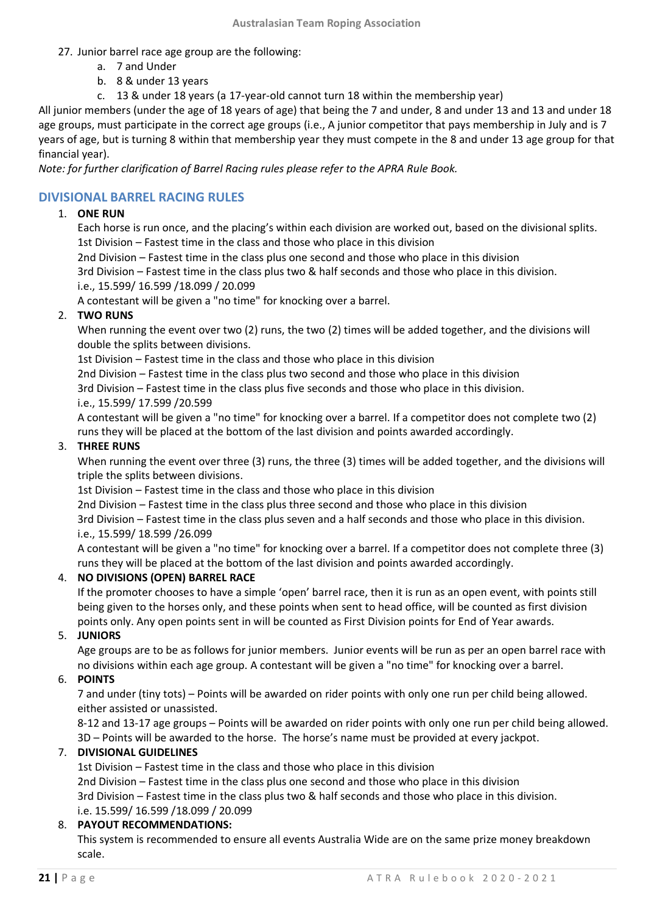27. Junior barrel race age group are the following:
    a. 7 and Under
    b. 8 & under 13 years
    c. 13 & under 18 years (a 17-year-old cannot turn 18 within the membership year)

All junior members (under the age of 18 years of age) that being the 7 and under, 8 and under 13 and 13 and under 18 age groups, must participate in the correct age groups (i.e., A junior competitor that pays membership in July and is 7 years of age, but is turning 8 within that membership year they must compete in the 8 and under 13 age group for that financial year).

*Note: for further clarification of Barrel Racing rules please refer to the APRA Rule Book.*

## DIVISIONAL BARREL RACING RULES

1. **ONE RUN**

   Each horse is run once, and the placing's within each division are worked out, based on the divisional splits.
   1st Division – Fastest time in the class and those who place in this division
   2nd Division – Fastest time in the class plus one second and those who place in this division
   3rd Division – Fastest time in the class plus two & half seconds and those who place in this division.
   i.e., 15.599/ 16.599 /18.099 / 20.099
   A contestant will be given a "no time" for knocking over a barrel.

2. **TWO RUNS**

   When running the event over two (2) runs, the two (2) times will be added together, and the divisions will double the splits between divisions.
   1st Division – Fastest time in the class and those who place in this division
   2nd Division – Fastest time in the class plus two second and those who place in this division
   3rd Division – Fastest time in the class plus five seconds and those who place in this division.
   i.e., 15.599/ 17.599 /20.599
   A contestant will be given a "no time" for knocking over a barrel. If a competitor does not complete two (2) runs they will be placed at the bottom of the last division and points awarded accordingly.

3. **THREE RUNS**

   When running the event over three (3) runs, the three (3) times will be added together, and the divisions will triple the splits between divisions.
   1st Division – Fastest time in the class and those who place in this division
   2nd Division – Fastest time in the class plus three second and those who place in this division
   3rd Division – Fastest time in the class plus seven and a half seconds and those who place in this division.
   i.e., 15.599/ 18.599 /26.099
   A contestant will be given a "no time" for knocking over a barrel. If a competitor does not complete three (3) runs they will be placed at the bottom of the last division and points awarded accordingly.

4. **NO DIVISIONS (OPEN) BARREL RACE**

   If the promoter chooses to have a simple 'open' barrel race, then it is run as an open event, with points still being given to the horses only, and these points when sent to head office, will be counted as first division points only. Any open points sent in will be counted as First Division points for End of Year awards.

5. **JUNIORS**

   Age groups are to be as follows for junior members. Junior events will be run as per an open barrel race with no divisions within each age group. A contestant will be given a "no time" for knocking over a barrel.

6. **POINTS**

   7 and under (tiny tots) – Points will be awarded on rider points with only one run per child being allowed. either assisted or unassisted.
   8-12 and 13-17 age groups – Points will be awarded on rider points with only one run per child being allowed.
   3D – Points will be awarded to the horse. The horse's name must be provided at every jackpot.

7. **DIVISIONAL GUIDELINES**

   1st Division – Fastest time in the class and those who place in this division
   2nd Division – Fastest time in the class plus one second and those who place in this division
   3rd Division – Fastest time in the class plus two & half seconds and those who place in this division.
   i.e. 15.599/ 16.599 /18.099 / 20.099

8. **PAYOUT RECOMMENDATIONS:**

   This system is recommended to ensure all events Australia Wide are on the same prize money breakdown scale.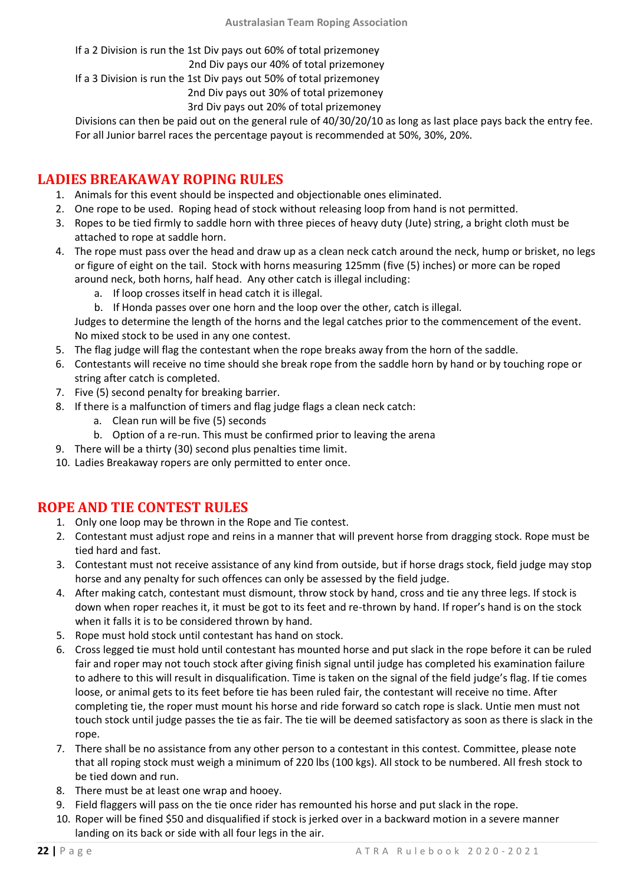If a 2 Division is run the 1st Div pays out 60% of total prizemoney
2nd Div pays our 40% of total prizemoney
If a 3 Division is run the 1st Div pays out 50% of total prizemoney
2nd Div pays out 30% of total prizemoney
3rd Div pays out 20% of total prizemoney
Divisions can then be paid out on the general rule of 40/30/20/10 as long as last place pays back the entry fee.
For all Junior barrel races the percentage payout is recommended at 50%, 30%, 20%.

## LADIES BREAKAWAY ROPING RULES

1. Animals for this event should be inspected and objectionable ones eliminated.
2. One rope to be used. Roping head of stock without releasing loop from hand is not permitted.
3. Ropes to be tied firmly to saddle horn with three pieces of heavy duty (Jute) string, a bright cloth must be attached to rope at saddle horn.
4. The rope must pass over the head and draw up as a clean neck catch around the neck, hump or brisket, no legs or figure of eight on the tail. Stock with horns measuring 125mm (five (5) inches) or more can be roped around neck, both horns, half head. Any other catch is illegal including:
   a. If loop crosses itself in head catch it is illegal.
   b. If Honda passes over one horn and the loop over the other, catch is illegal.

   Judges to determine the length of the horns and the legal catches prior to the commencement of the event. No mixed stock to be used in any one contest.
5. The flag judge will flag the contestant when the rope breaks away from the horn of the saddle.
6. Contestants will receive no time should she break rope from the saddle horn by hand or by touching rope or string after catch is completed.
7. Five (5) second penalty for breaking barrier.
8. If there is a malfunction of timers and flag judge flags a clean neck catch:
   a. Clean run will be five (5) seconds
   b. Option of a re-run. This must be confirmed prior to leaving the arena
9. There will be a thirty (30) second plus penalties time limit.
10. Ladies Breakaway ropers are only permitted to enter once.

## ROPE AND TIE CONTEST RULES

1. Only one loop may be thrown in the Rope and Tie contest.
2. Contestant must adjust rope and reins in a manner that will prevent horse from dragging stock. Rope must be tied hard and fast.
3. Contestant must not receive assistance of any kind from outside, but if horse drags stock, field judge may stop horse and any penalty for such offences can only be assessed by the field judge.
4. After making catch, contestant must dismount, throw stock by hand, cross and tie any three legs. If stock is down when roper reaches it, it must be got to its feet and re-thrown by hand. If roper's hand is on the stock when it falls it is to be considered thrown by hand.
5. Rope must hold stock until contestant has hand on stock.
6. Cross legged tie must hold until contestant has mounted horse and put slack in the rope before it can be ruled fair and roper may not touch stock after giving finish signal until judge has completed his examination failure to adhere to this will result in disqualification. Time is taken on the signal of the field judge's flag. If tie comes loose, or animal gets to its feet before tie has been ruled fair, the contestant will receive no time. After completing tie, the roper must mount his horse and ride forward so catch rope is slack. Untie men must not touch stock until judge passes the tie as fair. The tie will be deemed satisfactory as soon as there is slack in the rope.
7. There shall be no assistance from any other person to a contestant in this contest. Committee, please note that all roping stock must weigh a minimum of 220 lbs (100 kgs). All stock to be numbered. All fresh stock to be tied down and run.
8. There must be at least one wrap and hooey.
9. Field flaggers will pass on the tie once rider has remounted his horse and put slack in the rope.
10. Roper will be fined $50 and disqualified if stock is jerked over in a backward motion in a severe manner landing on its back or side with all four legs in the air.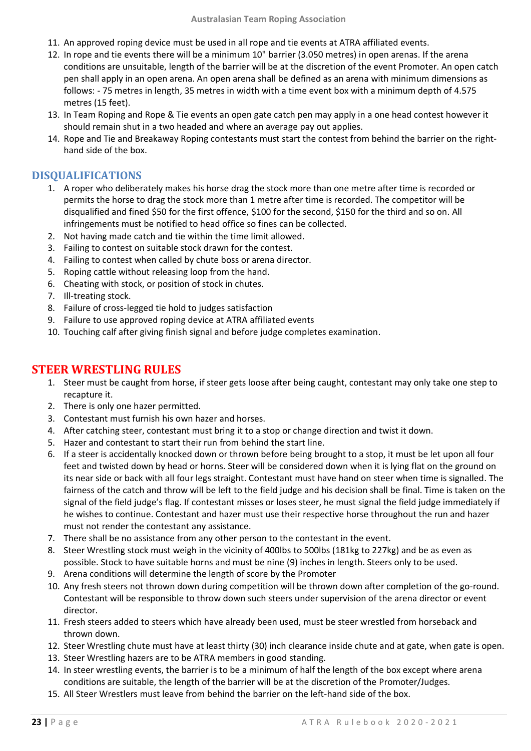11. An approved roping device must be used in all rope and tie events at ATRA affiliated events.
12. In rope and tie events there will be a minimum 10" barrier (3.050 metres) in open arenas. If the arena conditions are unsuitable, length of the barrier will be at the discretion of the event Promoter. An open catch pen shall apply in an open arena. An open arena shall be defined as an arena with minimum dimensions as follows: - 75 metres in length, 35 metres in width with a time event box with a minimum depth of 4.575 metres (15 feet).
13. In Team Roping and Rope & Tie events an open gate catch pen may apply in a one head contest however it should remain shut in a two headed and where an average pay out applies.
14. Rope and Tie and Breakaway Roping contestants must start the contest from behind the barrier on the right-hand side of the box.

### DISQUALIFICATIONS

1. A roper who deliberately makes his horse drag the stock more than one metre after time is recorded or permits the horse to drag the stock more than 1 metre after time is recorded. The competitor will be disqualified and fined $50 for the first offence, $100 for the second, $150 for the third and so on. All infringements must be notified to head office so fines can be collected.
2. Not having made catch and tie within the time limit allowed.
3. Failing to contest on suitable stock drawn for the contest.
4. Failing to contest when called by chute boss or arena director.
5. Roping cattle without releasing loop from the hand.
6. Cheating with stock, or position of stock in chutes.
7. Ill-treating stock.
8. Failure of cross-legged tie hold to judges satisfaction
9. Failure to use approved roping device at ATRA affiliated events
10. Touching calf after giving finish signal and before judge completes examination.

## STEER WRESTLING RULES

1. Steer must be caught from horse, if steer gets loose after being caught, contestant may only take one step to recapture it.
2. There is only one hazer permitted.
3. Contestant must furnish his own hazer and horses.
4. After catching steer, contestant must bring it to a stop or change direction and twist it down.
5. Hazer and contestant to start their run from behind the start line.
6. If a steer is accidentally knocked down or thrown before being brought to a stop, it must be let upon all four feet and twisted down by head or horns. Steer will be considered down when it is lying flat on the ground on its near side or back with all four legs straight. Contestant must have hand on steer when time is signalled. The fairness of the catch and throw will be left to the field judge and his decision shall be final. Time is taken on the signal of the field judge's flag. If contestant misses or loses steer, he must signal the field judge immediately if he wishes to continue. Contestant and hazer must use their respective horse throughout the run and hazer must not render the contestant any assistance.
7. There shall be no assistance from any other person to the contestant in the event.
8. Steer Wrestling stock must weigh in the vicinity of 400lbs to 500lbs (181kg to 227kg) and be as even as possible. Stock to have suitable horns and must be nine (9) inches in length. Steers only to be used.
9. Arena conditions will determine the length of score by the Promoter
10. Any fresh steers not thrown down during competition will be thrown down after completion of the go-round. Contestant will be responsible to throw down such steers under supervision of the arena director or event director.
11. Fresh steers added to steers which have already been used, must be steer wrestled from horseback and thrown down.
12. Steer Wrestling chute must have at least thirty (30) inch clearance inside chute and at gate, when gate is open.
13. Steer Wrestling hazers are to be ATRA members in good standing.
14. In steer wrestling events, the barrier is to be a minimum of half the length of the box except where arena conditions are suitable, the length of the barrier will be at the discretion of the Promoter/Judges.
15. All Steer Wrestlers must leave from behind the barrier on the left-hand side of the box.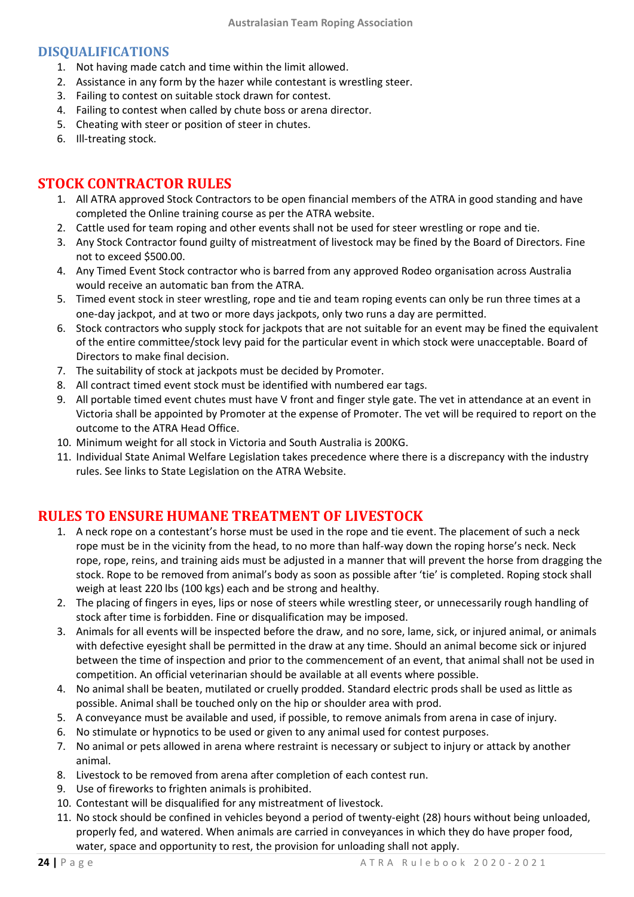## DISQUALIFICATIONS

1. Not having made catch and time within the limit allowed.
2. Assistance in any form by the hazer while contestant is wrestling steer.
3. Failing to contest on suitable stock drawn for contest.
4. Failing to contest when called by chute boss or arena director.
5. Cheating with steer or position of steer in chutes.
6. Ill-treating stock.

## STOCK CONTRACTOR RULES

1. All ATRA approved Stock Contractors to be open financial members of the ATRA in good standing and have completed the Online training course as per the ATRA website.
2. Cattle used for team roping and other events shall not be used for steer wrestling or rope and tie.
3. Any Stock Contractor found guilty of mistreatment of livestock may be fined by the Board of Directors. Fine not to exceed $500.00.
4. Any Timed Event Stock contractor who is barred from any approved Rodeo organisation across Australia would receive an automatic ban from the ATRA.
5. Timed event stock in steer wrestling, rope and tie and team roping events can only be run three times at a one-day jackpot, and at two or more days jackpots, only two runs a day are permitted.
6. Stock contractors who supply stock for jackpots that are not suitable for an event may be fined the equivalent of the entire committee/stock levy paid for the particular event in which stock were unacceptable. Board of Directors to make final decision.
7. The suitability of stock at jackpots must be decided by Promoter.
8. All contract timed event stock must be identified with numbered ear tags.
9. All portable timed event chutes must have V front and finger style gate. The vet in attendance at an event in Victoria shall be appointed by Promoter at the expense of Promoter. The vet will be required to report on the outcome to the ATRA Head Office.
10. Minimum weight for all stock in Victoria and South Australia is 200KG.
11. Individual State Animal Welfare Legislation takes precedence where there is a discrepancy with the industry rules. See links to State Legislation on the ATRA Website.

## RULES TO ENSURE HUMANE TREATMENT OF LIVESTOCK

1. A neck rope on a contestant's horse must be used in the rope and tie event. The placement of such a neck rope must be in the vicinity from the head, to no more than half-way down the roping horse's neck. Neck rope, rope, reins, and training aids must be adjusted in a manner that will prevent the horse from dragging the stock. Rope to be removed from animal's body as soon as possible after 'tie' is completed. Roping stock shall weigh at least 220 lbs (100 kgs) each and be strong and healthy.
2. The placing of fingers in eyes, lips or nose of steers while wrestling steer, or unnecessarily rough handling of stock after time is forbidden. Fine or disqualification may be imposed.
3. Animals for all events will be inspected before the draw, and no sore, lame, sick, or injured animal, or animals with defective eyesight shall be permitted in the draw at any time. Should an animal become sick or injured between the time of inspection and prior to the commencement of an event, that animal shall not be used in competition. An official veterinarian should be available at all events where possible.
4. No animal shall be beaten, mutilated or cruelly prodded. Standard electric prods shall be used as little as possible. Animal shall be touched only on the hip or shoulder area with prod.
5. A conveyance must be available and used, if possible, to remove animals from arena in case of injury.
6. No stimulate or hypnotics to be used or given to any animal used for contest purposes.
7. No animal or pets allowed in arena where restraint is necessary or subject to injury or attack by another animal.
8. Livestock to be removed from arena after completion of each contest run.
9. Use of fireworks to frighten animals is prohibited.
10. Contestant will be disqualified for any mistreatment of livestock.
11. No stock should be confined in vehicles beyond a period of twenty-eight (28) hours without being unloaded, properly fed, and watered. When animals are carried in conveyances in which they do have proper food, water, space and opportunity to rest, the provision for unloading shall not apply.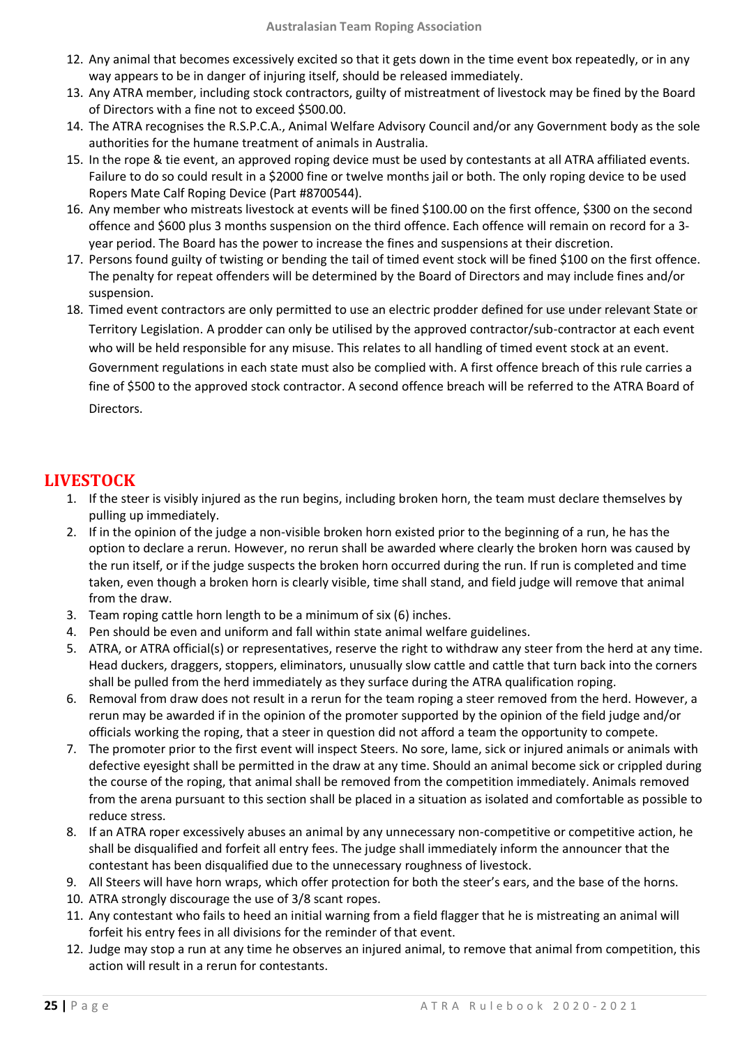12. Any animal that becomes excessively excited so that it gets down in the time event box repeatedly, or in any way appears to be in danger of injuring itself, should be released immediately.
13. Any ATRA member, including stock contractors, guilty of mistreatment of livestock may be fined by the Board of Directors with a fine not to exceed $500.00.
14. The ATRA recognises the R.S.P.C.A., Animal Welfare Advisory Council and/or any Government body as the sole authorities for the humane treatment of animals in Australia.
15. In the rope & tie event, an approved roping device must be used by contestants at all ATRA affiliated events. Failure to do so could result in a $2000 fine or twelve months jail or both. The only roping device to be used Ropers Mate Calf Roping Device (Part #8700544).
16. Any member who mistreats livestock at events will be fined $100.00 on the first offence, $300 on the second offence and $600 plus 3 months suspension on the third offence. Each offence will remain on record for a 3-year period. The Board has the power to increase the fines and suspensions at their discretion.
17. Persons found guilty of twisting or bending the tail of timed event stock will be fined $100 on the first offence. The penalty for repeat offenders will be determined by the Board of Directors and may include fines and/or suspension.
18. Timed event contractors are only permitted to use an electric prodder defined for use under relevant State or Territory Legislation. A prodder can only be utilised by the approved contractor/sub-contractor at each event who will be held responsible for any misuse. This relates to all handling of timed event stock at an event. Government regulations in each state must also be complied with. A first offence breach of this rule carries a fine of $500 to the approved stock contractor. A second offence breach will be referred to the ATRA Board of Directors.

## LIVESTOCK

1. If the steer is visibly injured as the run begins, including broken horn, the team must declare themselves by pulling up immediately.
2. If in the opinion of the judge a non-visible broken horn existed prior to the beginning of a run, he has the option to declare a rerun. However, no rerun shall be awarded where clearly the broken horn was caused by the run itself, or if the judge suspects the broken horn occurred during the run. If run is completed and time taken, even though a broken horn is clearly visible, time shall stand, and field judge will remove that animal from the draw.
3. Team roping cattle horn length to be a minimum of six (6) inches.
4. Pen should be even and uniform and fall within state animal welfare guidelines.
5. ATRA, or ATRA official(s) or representatives, reserve the right to withdraw any steer from the herd at any time. Head duckers, draggers, stoppers, eliminators, unusually slow cattle and cattle that turn back into the corners shall be pulled from the herd immediately as they surface during the ATRA qualification roping.
6. Removal from draw does not result in a rerun for the team roping a steer removed from the herd. However, a rerun may be awarded if in the opinion of the promoter supported by the opinion of the field judge and/or officials working the roping, that a steer in question did not afford a team the opportunity to compete.
7. The promoter prior to the first event will inspect Steers. No sore, lame, sick or injured animals or animals with defective eyesight shall be permitted in the draw at any time. Should an animal become sick or crippled during the course of the roping, that animal shall be removed from the competition immediately. Animals removed from the arena pursuant to this section shall be placed in a situation as isolated and comfortable as possible to reduce stress.
8. If an ATRA roper excessively abuses an animal by any unnecessary non-competitive or competitive action, he shall be disqualified and forfeit all entry fees. The judge shall immediately inform the announcer that the contestant has been disqualified due to the unnecessary roughness of livestock.
9. All Steers will have horn wraps, which offer protection for both the steer's ears, and the base of the horns.
10. ATRA strongly discourage the use of 3/8 scant ropes.
11. Any contestant who fails to heed an initial warning from a field flagger that he is mistreating an animal will forfeit his entry fees in all divisions for the reminder of that event.
12. Judge may stop a run at any time he observes an injured animal, to remove that animal from competition, this action will result in a rerun for contestants.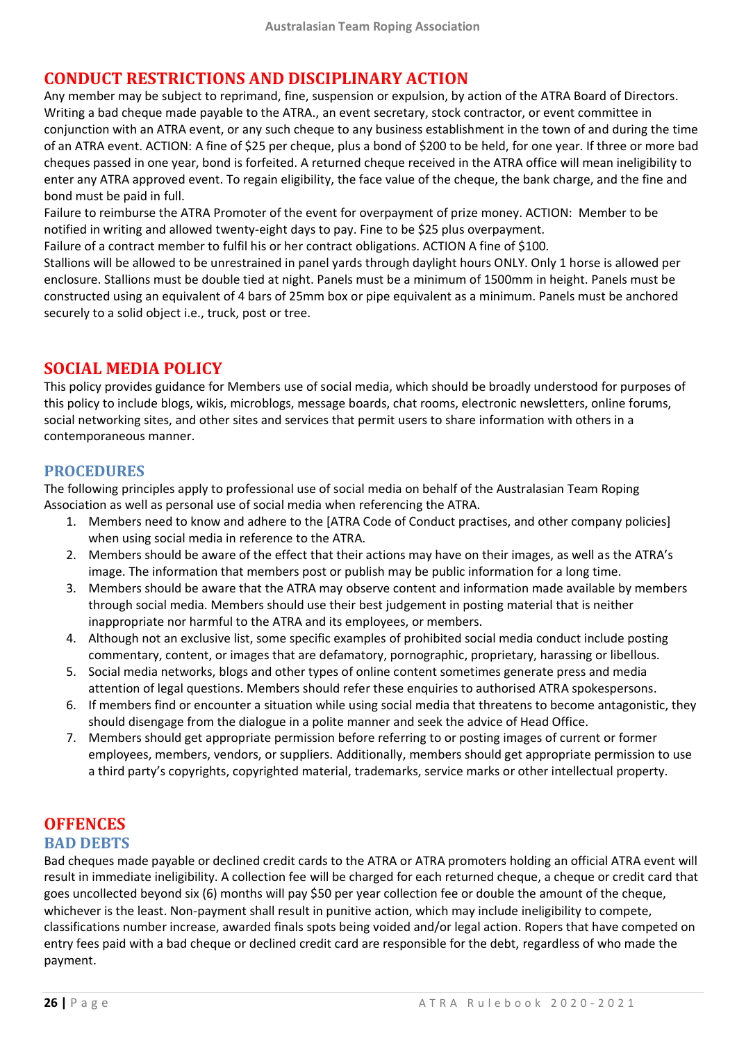## CONDUCT RESTRICTIONS AND DISCIPLINARY ACTION

Any member may be subject to reprimand, fine, suspension or expulsion, by action of the ATRA Board of Directors. Writing a bad cheque made payable to the ATRA., an event secretary, stock contractor, or event committee in conjunction with an ATRA event, or any such cheque to any business establishment in the town of and during the time of an ATRA event. ACTION: A fine of $25 per cheque, plus a bond of $200 to be held, for one year. If three or more bad cheques passed in one year, bond is forfeited. A returned cheque received in the ATRA office will mean ineligibility to enter any ATRA approved event. To regain eligibility, the face value of the cheque, the bank charge, and the fine and bond must be paid in full.

Failure to reimburse the ATRA Promoter of the event for overpayment of prize money. ACTION: Member to be notified in writing and allowed twenty-eight days to pay. Fine to be $25 plus overpayment.

Failure of a contract member to fulfil his or her contract obligations. ACTION A fine of $100.

Stallions will be allowed to be unrestrained in panel yards through daylight hours ONLY. Only 1 horse is allowed per enclosure. Stallions must be double tied at night. Panels must be a minimum of 1500mm in height. Panels must be constructed using an equivalent of 4 bars of 25mm box or pipe equivalent as a minimum. Panels must be anchored securely to a solid object i.e., truck, post or tree.

## SOCIAL MEDIA POLICY

This policy provides guidance for Members use of social media, which should be broadly understood for purposes of this policy to include blogs, wikis, microblogs, message boards, chat rooms, electronic newsletters, online forums, social networking sites, and other sites and services that permit users to share information with others in a contemporaneous manner.

### PROCEDURES

The following principles apply to professional use of social media on behalf of the Australasian Team Roping Association as well as personal use of social media when referencing the ATRA.

1. Members need to know and adhere to the [ATRA Code of Conduct practises, and other company policies] when using social media in reference to the ATRA.
2. Members should be aware of the effect that their actions may have on their images, as well as the ATRA's image. The information that members post or publish may be public information for a long time.
3. Members should be aware that the ATRA may observe content and information made available by members through social media. Members should use their best judgement in posting material that is neither inappropriate nor harmful to the ATRA and its employees, or members.
4. Although not an exclusive list, some specific examples of prohibited social media conduct include posting commentary, content, or images that are defamatory, pornographic, proprietary, harassing or libellous.
5. Social media networks, blogs and other types of online content sometimes generate press and media attention of legal questions. Members should refer these enquiries to authorised ATRA spokespersons.
6. If members find or encounter a situation while using social media that threatens to become antagonistic, they should disengage from the dialogue in a polite manner and seek the advice of Head Office.
7. Members should get appropriate permission before referring to or posting images of current or former employees, members, vendors, or suppliers. Additionally, members should get appropriate permission to use a third party's copyrights, copyrighted material, trademarks, service marks or other intellectual property.

## OFFENCES

### BAD DEBTS

Bad cheques made payable or declined credit cards to the ATRA or ATRA promoters holding an official ATRA event will result in immediate ineligibility. A collection fee will be charged for each returned cheque, a cheque or credit card that goes uncollected beyond six (6) months will pay $50 per year collection fee or double the amount of the cheque, whichever is the least. Non-payment shall result in punitive action, which may include ineligibility to compete, classifications number increase, awarded finals spots being voided and/or legal action. Ropers that have competed on entry fees paid with a bad cheque or declined credit card are responsible for the debt, regardless of who made the payment.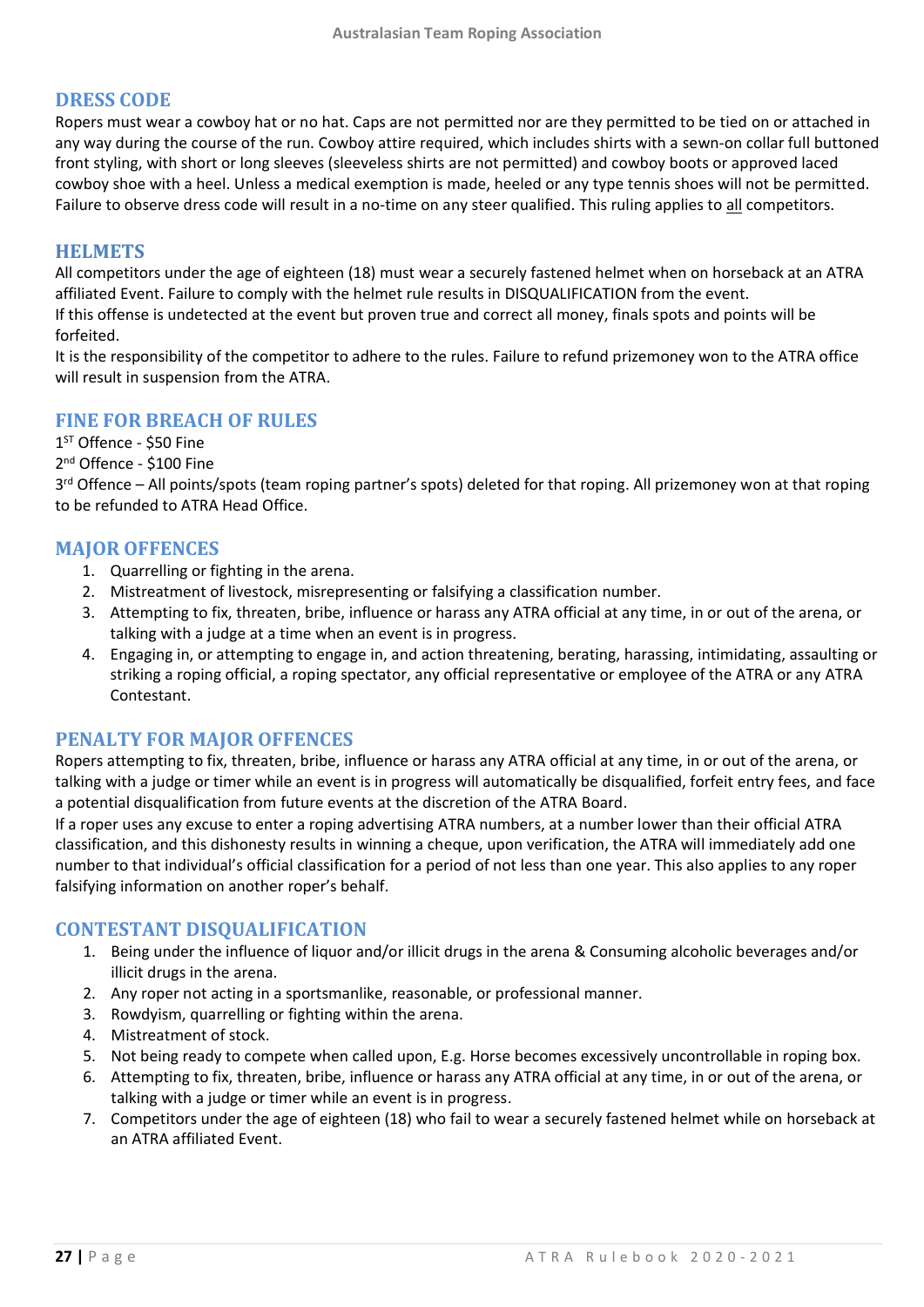## DRESS CODE

Ropers must wear a cowboy hat or no hat. Caps are not permitted nor are they permitted to be tied on or attached in any way during the course of the run. Cowboy attire required, which includes shirts with a sewn-on collar full buttoned front styling, with short or long sleeves (sleeveless shirts are not permitted) and cowboy boots or approved laced cowboy shoe with a heel. Unless a medical exemption is made, heeled or any type tennis shoes will not be permitted. Failure to observe dress code will result in a no-time on any steer qualified. This ruling applies to all competitors.

## HELMETS

All competitors under the age of eighteen (18) must wear a securely fastened helmet when on horseback at an ATRA affiliated Event. Failure to comply with the helmet rule results in DISQUALIFICATION from the event.

If this offense is undetected at the event but proven true and correct all money, finals spots and points will be forfeited.

It is the responsibility of the competitor to adhere to the rules. Failure to refund prizemoney won to the ATRA office will result in suspension from the ATRA.

## FINE FOR BREACH OF RULES

1ST Offence - $50 Fine

2nd Offence - $100 Fine

3rd Offence – All points/spots (team roping partner's spots) deleted for that roping. All prizemoney won at that roping to be refunded to ATRA Head Office.

## MAJOR OFFENCES

1. Quarrelling or fighting in the arena.
2. Mistreatment of livestock, misrepresenting or falsifying a classification number.
3. Attempting to fix, threaten, bribe, influence or harass any ATRA official at any time, in or out of the arena, or talking with a judge at a time when an event is in progress.
4. Engaging in, or attempting to engage in, and action threatening, berating, harassing, intimidating, assaulting or striking a roping official, a roping spectator, any official representative or employee of the ATRA or any ATRA Contestant.

## PENALTY FOR MAJOR OFFENCES

Ropers attempting to fix, threaten, bribe, influence or harass any ATRA official at any time, in or out of the arena, or talking with a judge or timer while an event is in progress will automatically be disqualified, forfeit entry fees, and face a potential disqualification from future events at the discretion of the ATRA Board.

If a roper uses any excuse to enter a roping advertising ATRA numbers, at a number lower than their official ATRA classification, and this dishonesty results in winning a cheque, upon verification, the ATRA will immediately add one number to that individual's official classification for a period of not less than one year. This also applies to any roper falsifying information on another roper's behalf.

## CONTESTANT DISQUALIFICATION

1. Being under the influence of liquor and/or illicit drugs in the arena & Consuming alcoholic beverages and/or illicit drugs in the arena.
2. Any roper not acting in a sportsmanlike, reasonable, or professional manner.
3. Rowdyism, quarrelling or fighting within the arena.
4. Mistreatment of stock.
5. Not being ready to compete when called upon, E.g. Horse becomes excessively uncontrollable in roping box.
6. Attempting to fix, threaten, bribe, influence or harass any ATRA official at any time, in or out of the arena, or talking with a judge or timer while an event is in progress.
7. Competitors under the age of eighteen (18) who fail to wear a securely fastened helmet while on horseback at an ATRA affiliated Event.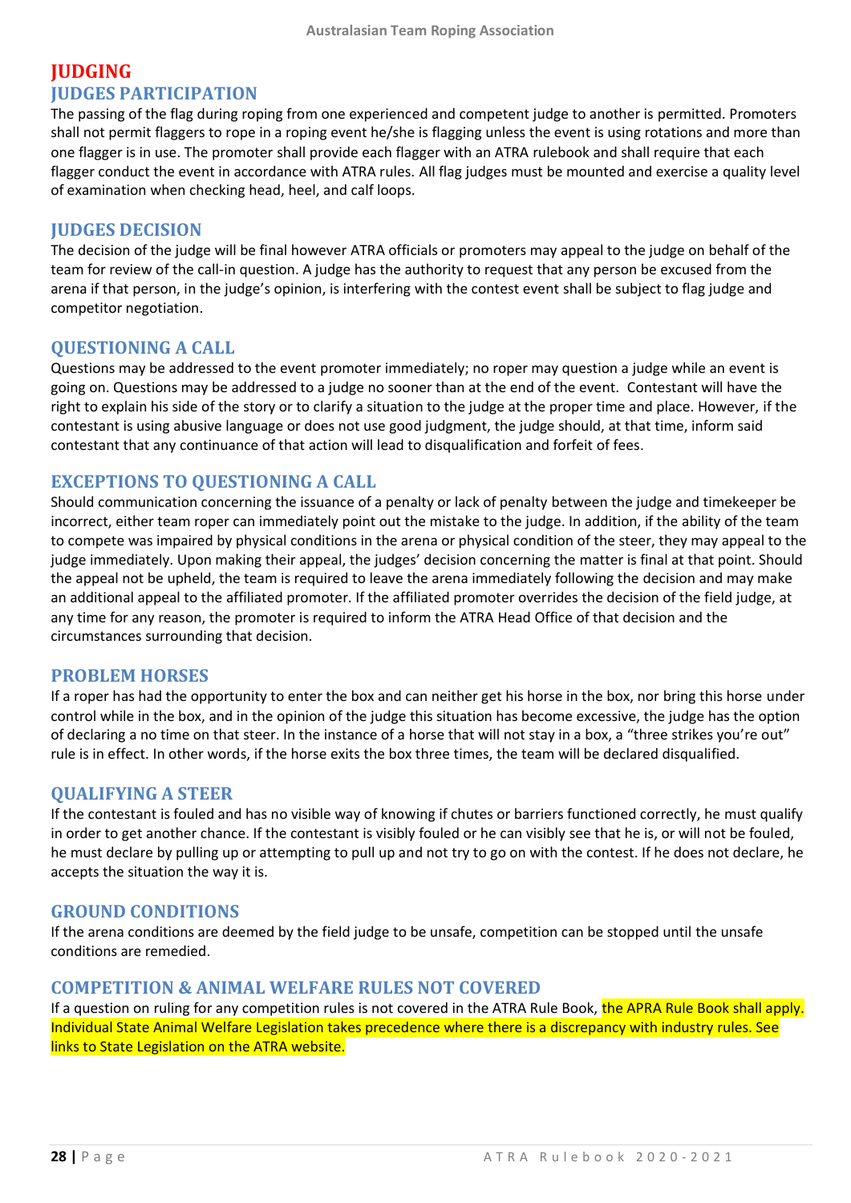# JUDGING

## JUDGES PARTICIPATION

The passing of the flag during roping from one experienced and competent judge to another is permitted. Promoters shall not permit flaggers to rope in a roping event he/she is flagging unless the event is using rotations and more than one flagger is in use. The promoter shall provide each flagger with an ATRA rulebook and shall require that each flagger conduct the event in accordance with ATRA rules. All flag judges must be mounted and exercise a quality level of examination when checking head, heel, and calf loops.

## JUDGES DECISION

The decision of the judge will be final however ATRA officials or promoters may appeal to the judge on behalf of the team for review of the call-in question. A judge has the authority to request that any person be excused from the arena if that person, in the judge's opinion, is interfering with the contest event shall be subject to flag judge and competitor negotiation.

## QUESTIONING A CALL

Questions may be addressed to the event promoter immediately; no roper may question a judge while an event is going on. Questions may be addressed to a judge no sooner than at the end of the event. Contestant will have the right to explain his side of the story or to clarify a situation to the judge at the proper time and place. However, if the contestant is using abusive language or does not use good judgment, the judge should, at that time, inform said contestant that any continuance of that action will lead to disqualification and forfeit of fees.

## EXCEPTIONS TO QUESTIONING A CALL

Should communication concerning the issuance of a penalty or lack of penalty between the judge and timekeeper be incorrect, either team roper can immediately point out the mistake to the judge. In addition, if the ability of the team to compete was impaired by physical conditions in the arena or physical condition of the steer, they may appeal to the judge immediately. Upon making their appeal, the judges' decision concerning the matter is final at that point. Should the appeal not be upheld, the team is required to leave the arena immediately following the decision and may make an additional appeal to the affiliated promoter. If the affiliated promoter overrides the decision of the field judge, at any time for any reason, the promoter is required to inform the ATRA Head Office of that decision and the circumstances surrounding that decision.

## PROBLEM HORSES

If a roper has had the opportunity to enter the box and can neither get his horse in the box, nor bring this horse under control while in the box, and in the opinion of the judge this situation has become excessive, the judge has the option of declaring a no time on that steer. In the instance of a horse that will not stay in a box, a "three strikes you're out" rule is in effect. In other words, if the horse exits the box three times, the team will be declared disqualified.

## QUALIFYING A STEER

If the contestant is fouled and has no visible way of knowing if chutes or barriers functioned correctly, he must qualify in order to get another chance. If the contestant is visibly fouled or he can visibly see that he is, or will not be fouled, he must declare by pulling up or attempting to pull up and not try to go on with the contest. If he does not declare, he accepts the situation the way it is.

## GROUND CONDITIONS

If the arena conditions are deemed by the field judge to be unsafe, competition can be stopped until the unsafe conditions are remedied.

## COMPETITION & ANIMAL WELFARE RULES NOT COVERED

If a question on ruling for any competition rules is not covered in the ATRA Rule Book, the APRA Rule Book shall apply. Individual State Animal Welfare Legislation takes precedence where there is a discrepancy with industry rules. See links to State Legislation on the ATRA website.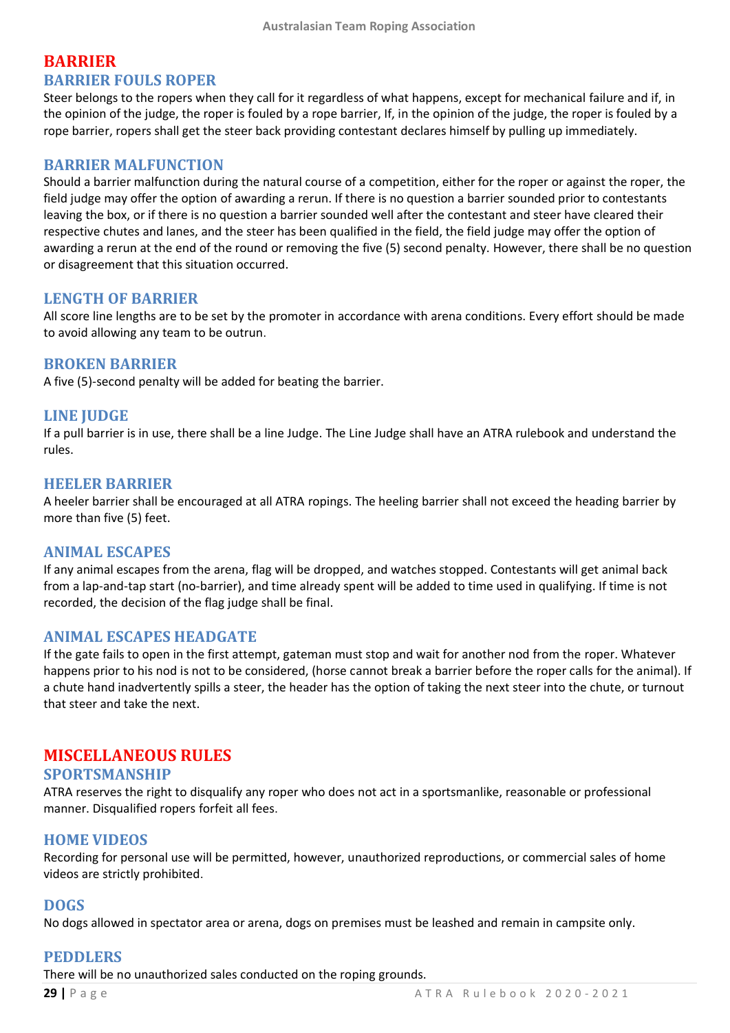## BARRIER

### BARRIER FOULS ROPER

Steer belongs to the ropers when they call for it regardless of what happens, except for mechanical failure and if, in the opinion of the judge, the roper is fouled by a rope barrier, If, in the opinion of the judge, the roper is fouled by a rope barrier, ropers shall get the steer back providing contestant declares himself by pulling up immediately.

### BARRIER MALFUNCTION

Should a barrier malfunction during the natural course of a competition, either for the roper or against the roper, the field judge may offer the option of awarding a rerun. If there is no question a barrier sounded prior to contestants leaving the box, or if there is no question a barrier sounded well after the contestant and steer have cleared their respective chutes and lanes, and the steer has been qualified in the field, the field judge may offer the option of awarding a rerun at the end of the round or removing the five (5) second penalty. However, there shall be no question or disagreement that this situation occurred.

### LENGTH OF BARRIER

All score line lengths are to be set by the promoter in accordance with arena conditions. Every effort should be made to avoid allowing any team to be outrun.

### BROKEN BARRIER

A five (5)-second penalty will be added for beating the barrier.

### LINE JUDGE

If a pull barrier is in use, there shall be a line Judge. The Line Judge shall have an ATRA rulebook and understand the rules.

### HEELER BARRIER

A heeler barrier shall be encouraged at all ATRA ropings. The heeling barrier shall not exceed the heading barrier by more than five (5) feet.

### ANIMAL ESCAPES

If any animal escapes from the arena, flag will be dropped, and watches stopped. Contestants will get animal back from a lap-and-tap start (no-barrier), and time already spent will be added to time used in qualifying. If time is not recorded, the decision of the flag judge shall be final.

### ANIMAL ESCAPES HEADGATE

If the gate fails to open in the first attempt, gateman must stop and wait for another nod from the roper. Whatever happens prior to his nod is not to be considered, (horse cannot break a barrier before the roper calls for the animal). If a chute hand inadvertently spills a steer, the header has the option of taking the next steer into the chute, or turnout that steer and take the next.

## MISCELLANEOUS RULES

### SPORTSMANSHIP

ATRA reserves the right to disqualify any roper who does not act in a sportsmanlike, reasonable or professional manner. Disqualified ropers forfeit all fees.

### HOME VIDEOS

Recording for personal use will be permitted, however, unauthorized reproductions, or commercial sales of home videos are strictly prohibited.

### DOGS

No dogs allowed in spectator area or arena, dogs on premises must be leashed and remain in campsite only.

### PEDDLERS

There will be no unauthorized sales conducted on the roping grounds.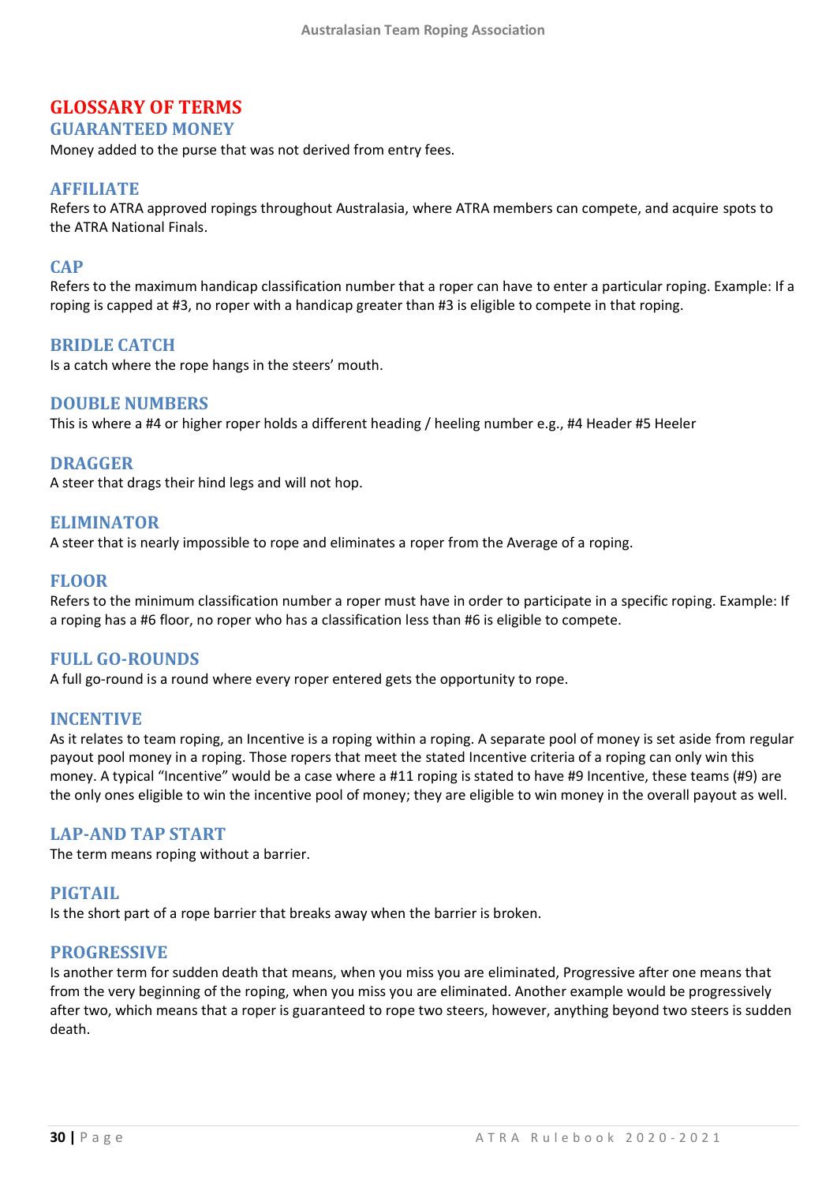# GLOSSARY OF TERMS

## GUARANTEED MONEY

Money added to the purse that was not derived from entry fees.

## AFFILIATE

Refers to ATRA approved ropings throughout Australasia, where ATRA members can compete, and acquire spots to the ATRA National Finals.

## CAP

Refers to the maximum handicap classification number that a roper can have to enter a particular roping. Example: If a roping is capped at #3, no roper with a handicap greater than #3 is eligible to compete in that roping.

## BRIDLE CATCH

Is a catch where the rope hangs in the steers' mouth.

## DOUBLE NUMBERS

This is where a #4 or higher roper holds a different heading / heeling number e.g., #4 Header #5 Heeler

## DRAGGER

A steer that drags their hind legs and will not hop.

## ELIMINATOR

A steer that is nearly impossible to rope and eliminates a roper from the Average of a roping.

## FLOOR

Refers to the minimum classification number a roper must have in order to participate in a specific roping. Example: If a roping has a #6 floor, no roper who has a classification less than #6 is eligible to compete.

## FULL GO-ROUNDS

A full go-round is a round where every roper entered gets the opportunity to rope.

## INCENTIVE

As it relates to team roping, an Incentive is a roping within a roping. A separate pool of money is set aside from regular payout pool money in a roping. Those ropers that meet the stated Incentive criteria of a roping can only win this money. A typical "Incentive" would be a case where a #11 roping is stated to have #9 Incentive, these teams (#9) are the only ones eligible to win the incentive pool of money; they are eligible to win money in the overall payout as well.

## LAP-AND TAP START

The term means roping without a barrier.

## PIGTAIL

Is the short part of a rope barrier that breaks away when the barrier is broken.

## PROGRESSIVE

Is another term for sudden death that means, when you miss you are eliminated, Progressive after one means that from the very beginning of the roping, when you miss you are eliminated. Another example would be progressively after two, which means that a roper is guaranteed to rope two steers, however, anything beyond two steers is sudden death.